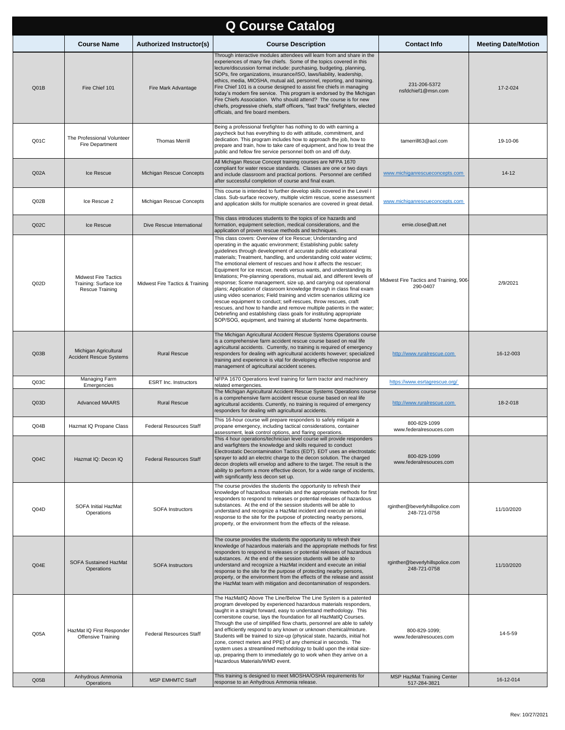# Q Course Catalog

| | Course Name | Authorized Instructor(s) | Course Description | Contact Info | Meeting Date/Motion |
|---|---|---|---|---|---|
| Q01B | Fire Chief 101 | Fire Mark Advantage | Through interactive modules attendees will learn from and share in the experiences of many fire chiefs. Some of the topics covered in this lecture/discussion format include: purchasing, budgeting, planning, SOPs, fire organizations, insurance/ISO, laws/liability, leadership, ethics, media, MIOSHA, mutual aid, personnel, reporting, and training. Fire Chief 101 is a course designed to assist fire chiefs in managing today's modern fire service. This program is endorsed by the Michigan Fire Chiefs Association. Who should attend? The course is for new chiefs, progressive chiefs, staff officers, "fast track" firefighters, elected officials, and fire board members. | 231-206-5372 nsfdchief1@msn.com | 17-2-024 |
| Q01C | The Professional Volunteer Fire Department | Thomas Merrill | Being a professional firefighter has nothing to do with earning a paycheck but has everything to do with attitude, commitment, and dedication. This program includes how to approach the job, how to prepare and train, how to take care of equipment, and how to treat the public and fellow fire service personnel both on and off duty. | tamerrill63@aol.com | 19-10-06 |
| Q02A | Ice Rescue | Michigan Rescue Concepts | All Michigan Rescue Concept training courses are NFPA 1670 compliant for water rescue standards. Classes are one or two days and include classroom and practical portions. Personnel are certified after successful completion of course and final exam. | www.michiganrescueconcepts.com | 14-12 |
| Q02B | Ice Rescue 2 | Michigan Rescue Concepts | This course is intended to further develop skills covered in the Level I class. Sub-surface recovery, multiple victim rescue, scene assessment and application skills for multiple scenarios are covered in great detail. | www.michiganrescueconcepts.com | |
| Q02C | Ice Rescue | Dive Rescue International | This class introduces students to the topics of ice hazards and formation, equipment selection, medical considerations, and the application of proven rescue methods and techniques. | ernie.close@att.net | |
| Q02D | Midwest Fire Tactics Training: Surface Ice Rescue Training | Midwest Fire Tactics & Training | This class covers: Overview of Ice Rescue; Understanding and operating in the aquatic environment; Establishing public safety guidelines through development of accurate public educational materials; Treatment, handling, and understanding cold water victims; The emotional element of rescues and how it affects the rescuer; Equipment for ice rescue, needs versus wants, and understanding its limitations; Pre-planning operations, mutual aid, and different levels of response; Scene management, size up, and carrying out operational plans; Application of classroom knowledge through in class final exam using video scenarios; Field training and victim scenarios utilizing ice rescue equipment to conduct; self-rescues, throw rescues, craft rescues, and how to handle and remove multiple patients in the water; Debriefing and establishing class goals for instituting appropriate SOP/SOG, equipment, and training at students' home departments. | Midwest Fire Tactics and Training, 906-290-0407 | 2/9/2021 |
| Q03B | Michigan Agricultural Accident Rescue Systems | Rural Rescue | The Michigan Agricultural Accident Rescue Systems Operations course is a comprehensive farm accident rescue course based on real life agricultural accidents. Currently, no training is required of emergency responders for dealing with agricultural accidents however; specialized training and experience is vital for developing effective response and management of agricultural accident scenes. | http://www.ruralrescue.com | 16-12-003 |
| Q03C | Managing Farm Emergencies | ESRT Inc. Instructors | NFPA 1670 Operations level training for farm tractor and machinery related emergencies. | https://www.esrtagrescue.org/ | |
| Q03D | Advanced MAARS | Rural Rescue | The Michigan Agricultural Accident Rescue Systems Operations course is a comprehensive farm accident rescue course based on real life agricultural accidents. Currently, no training is required of emergency responders for dealing with agricultural accidents. | http://www.ruralrescue.com | 18-2-018 |
| Q04B | Hazmat IQ Propane Class | Federal Resources Staff | This 16-hour course will prepare responders to safely mitigate a propane emergency, including tactical considerations, container assessment, leak control options, and flaring operations. | 800-829-1099 www.federalresouces.com | |
| Q04C | Hazmat IQ: Decon IQ | Federal Resources Staff | This 4 hour operations/technician level course will provide responders and warfighters the knowledge and skills required to conduct Electrostatic Decontamination Tactics (EDT). EDT uses an electrostatic sprayer to add an electric charge to the decon solution. The charged decon droplets will envelop and adhere to the target. The result is the ability to perform a more effective decon, for a wide range of incidents, with significantly less decon set up. | 800-829-1099 www.federalresouces.com | |
| Q04D | SOFA Initial HazMat Operations | SOFA Instructors | The course provides the students the opportunity to refresh their knowledge of hazardous materials and the appropriate methods for first responders to respond to releases or potential releases of hazardous substances. At the end of the session students will be able to understand and recognize a HazMat incident and execute an initial response to the site for the purpose of protecting nearby persons, property, or the environment from the effects of the release. | rginther@beverlyhillspolice.com 248-721-0758 | 11/10/2020 |
| Q04E | SOFA Sustained HazMat Operations | SOFA Instructors | The course provides the students the opportunity to refresh their knowledge of hazardous materials and the appropriate methods for first responders to respond to releases or potential releases of hazardous substances. At the end of the session students will be able to understand and recognize a HazMat incident and execute an initial response to the site for the purpose of protecting nearby persons, property, or the environment from the effects of the release and assist the HazMat team with mitigation and decontamination of responders. | rginther@beverlyhillspolice.com 248-721-0758 | 11/10/2020 |
| Q05A | HazMat IQ First Responder Offensive Training | Federal Resources Staff | The HazMatIQ Above The Line/Below The Line System is a patented program developed by experienced hazardous materials responders, taught in a straight forward, easy to understand methodology. This cornerstone course, lays the foundation for all HazMatIQ Courses. Through the use of simplified flow charts, personnel are able to safely and efficiently respond to any known or unknown chemical/mixture. Students will be trained to size-up (physical state, hazards, initial hot zone, correct meters and PPE) of any chemical in seconds. The system uses a streamlined methodology to build upon the initial size-up, preparing them to immediately go to work when they arrive on a Hazardous Materials/WMD event. | 800-829-1099; www.federalresouces.com | 14-5-59 |
| Q05B | Anhydrous Ammonia Operations | MSP EMHMTC Staff | This training is designed to meet MIOSHA/OSHA requirements for response to an Anhydrous Ammonia release. | MSP HazMat Training Center 517-284-3821 | 16-12-014 |

Rev: 10/27/2021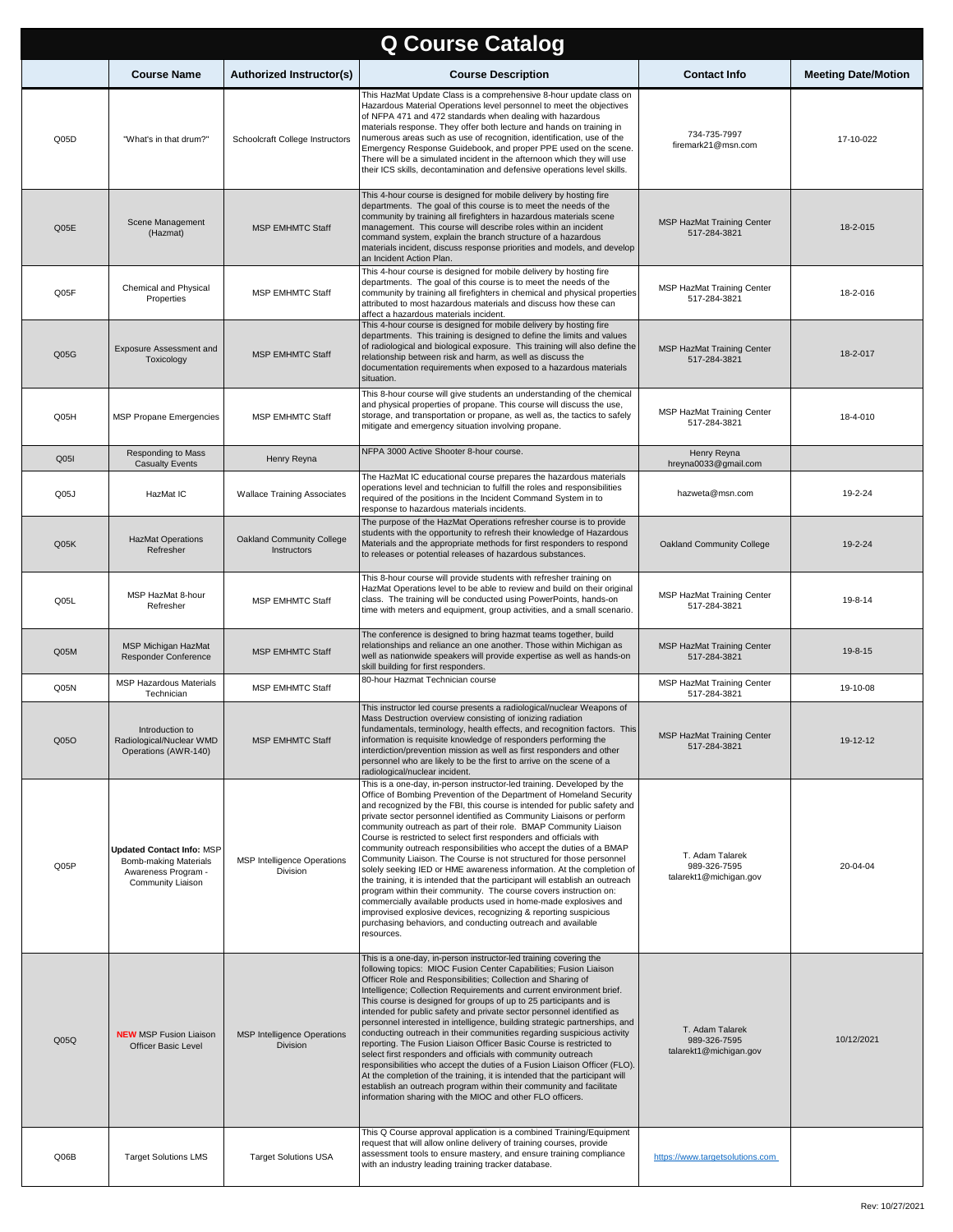# Q Course Catalog

| | Course Name | Authorized Instructor(s) | Course Description | Contact Info | Meeting Date/Motion |
|---|---|---|---|---|---|
| Q05D | "What's in that drum?" | Schoolcraft College Instructors | This HazMat Update Class is a comprehensive 8-hour update class on Hazardous Material Operations level personnel to meet the objectives of NFPA 471 and 472 standards when dealing with hazardous materials response. They offer both lecture and hands on training in numerous areas such as use of recognition, identification, use of the Emergency Response Guidebook, and proper PPE used on the scene. There will be a simulated incident in the afternoon which they will use their ICS skills, decontamination and defensive operations level skills. | 734-735-7997 firemark21@msn.com | 17-10-022 |
| Q05E | Scene Management (Hazmat) | MSP EMHMTC Staff | This 4-hour course is designed for mobile delivery by hosting fire departments. The goal of this course is to meet the needs of the community by training all firefighters in hazardous materials scene management. This course will describe roles within an incident command system, explain the branch structure of a hazardous materials incident, discuss response priorities and models, and develop an Incident Action Plan. | MSP HazMat Training Center 517-284-3821 | 18-2-015 |
| Q05F | Chemical and Physical Properties | MSP EMHMTC Staff | This 4-hour course is designed for mobile delivery by hosting fire departments. The goal of this course is to meet the needs of the community by training all firefighters in chemical and physical properties attributed to most hazardous materials and discuss how these can affect a hazardous materials incident. | MSP HazMat Training Center 517-284-3821 | 18-2-016 |
| Q05G | Exposure Assessment and Toxicology | MSP EMHMTC Staff | This 4-hour course is designed for mobile delivery by hosting fire departments. This training is designed to define the limits and values of radiological and biological exposure. This training will also define the relationship between risk and harm, as well as discuss the documentation requirements when exposed to a hazardous materials situation. | MSP HazMat Training Center 517-284-3821 | 18-2-017 |
| Q05H | MSP Propane Emergencies | MSP EMHMTC Staff | This 8-hour course will give students an understanding of the chemical and physical properties of propane. This course will discuss the use, storage, and transportation or propane, as well as, the tactics to safely mitigate and emergency situation involving propane. | MSP HazMat Training Center 517-284-3821 | 18-4-010 |
| Q05I | Responding to Mass Casualty Events | Henry Reyna | NFPA 3000 Active Shooter 8-hour course. | Henry Reyna hreyna0033@gmail.com | |
| Q05J | HazMat IC | Wallace Training Associates | The HazMat IC educational course prepares the hazardous materials operations level and technician to fulfill the roles and responsibilities required of the positions in the Incident Command System in to response to hazardous materials incidents. | hazweta@msn.com | 19-2-24 |
| Q05K | HazMat Operations Refresher | Oakland Community College Instructors | The purpose of the HazMat Operations refresher course is to provide students with the opportunity to refresh their knowledge of Hazardous Materials and the appropriate methods for first responders to respond to releases or potential releases of hazardous substances. | Oakland Community College | 19-2-24 |
| Q05L | MSP HazMat 8-hour Refresher | MSP EMHMTC Staff | This 8-hour course will provide students with refresher training on HazMat Operations level to be able to review and build on their original class. The training will be conducted using PowerPoints, hands-on time with meters and equipment, group activities, and a small scenario. | MSP HazMat Training Center 517-284-3821 | 19-8-14 |
| Q05M | MSP Michigan HazMat Responder Conference | MSP EMHMTC Staff | The conference is designed to bring hazmat teams together, build relationships and reliance an one another. Those within Michigan as well as nationwide speakers will provide expertise as well as hands-on skill building for first responders. | MSP HazMat Training Center 517-284-3821 | 19-8-15 |
| Q05N | MSP Hazardous Materials Technician | MSP EMHMTC Staff | 80-hour Hazmat Technician course | MSP HazMat Training Center 517-284-3821 | 19-10-08 |
| Q05O | Introduction to Radiological/Nuclear WMD Operations (AWR-140) | MSP EMHMTC Staff | This instructor led course presents a radiological/nuclear Weapons of Mass Destruction overview consisting of ionizing radiation fundamentals, terminology, health effects, and recognition factors. This information is requisite knowledge of responders performing the interdiction/prevention mission as well as first responders and other personnel who are likely to be the first to arrive on the scene of a radiological/nuclear incident. | MSP HazMat Training Center 517-284-3821 | 19-12-12 |
| Q05P | **Updated Contact Info:** MSP Bomb-making Materials Awareness Program - Community Liaison | MSP Intelligence Operations Division | This is a one-day, in-person instructor-led training. Developed by the Office of Bombing Prevention of the Department of Homeland Security and recognized by the FBI, this course is intended for public safety and private sector personnel identified as Community Liaisons or perform community outreach as part of their role. BMAP Community Liaison Course is restricted to select first responders and officials with community outreach responsibilities who accept the duties of a BMAP Community Liaison. The Course is not structured for those personnel solely seeking IED or HME awareness information. At the completion of the training, it is intended that the participant will establish an outreach program within their community. The course covers instruction on: commercially available products used in home-made explosives and improvised explosive devices, recognizing & reporting suspicious purchasing behaviors, and conducting outreach and available resources. | T. Adam Talarek 989-326-7595 talarekt1@michigan.gov | 20-04-04 |
| Q05Q | **NEW** MSP Fusion Liaison Officer Basic Level | MSP Intelligence Operations Division | This is a one-day, in-person instructor-led training covering the following topics: MIOC Fusion Center Capabilities; Fusion Liaison Officer Role and Responsibilities; Collection and Sharing of Intelligence; Collection Requirements and current environment brief. This course is designed for groups of up to 25 participants and is intended for public safety and private sector personnel identified as personnel interested in intelligence, building strategic partnerships, and conducting outreach in their communities regarding suspicious activity reporting. The Fusion Liaison Officer Basic Course is restricted to select first responders and officials with community outreach responsibilities who accept the duties of a Fusion Liaison Officer (FLO). At the completion of the training, it is intended that the participant will establish an outreach program within their community and facilitate information sharing with the MIOC and other FLO officers. | T. Adam Talarek 989-326-7595 talarekt1@michigan.gov | 10/12/2021 |
| Q06B | Target Solutions LMS | Target Solutions USA | This Q Course approval application is a combined Training/Equipment request that will allow online delivery of training courses, provide assessment tools to ensure mastery, and ensure training compliance with an industry leading training tracker database. | https://www.targetsolutions.com | |

Rev: 10/27/2021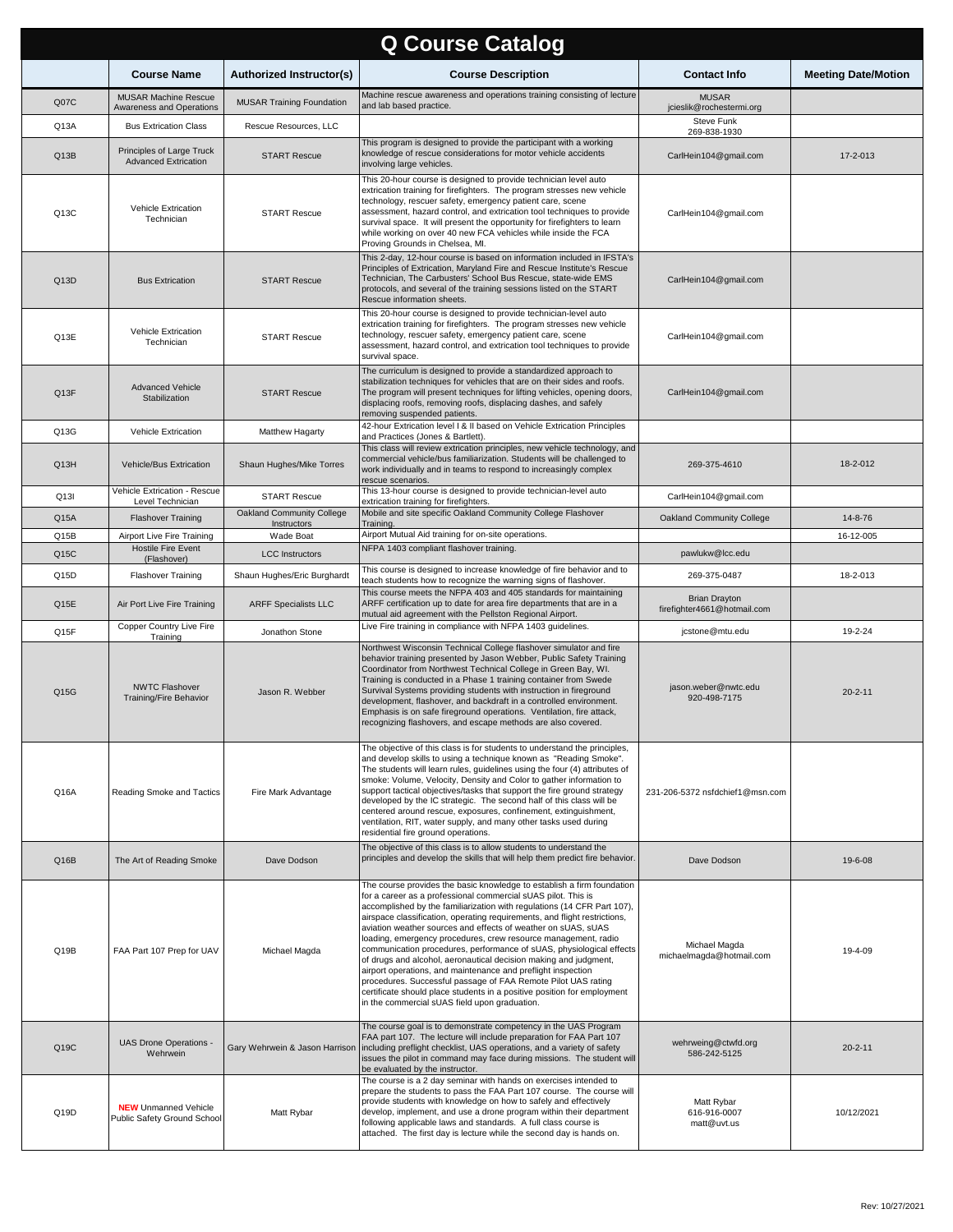# Q Course Catalog

| | Course Name | Authorized Instructor(s) | Course Description | Contact Info | Meeting Date/Motion |
|---|---|---|---|---|---|
| Q07C | MUSAR Machine Rescue Awareness and Operations | MUSAR Training Foundation | Machine rescue awareness and operations training consisting of lecture and lab based practice. | MUSAR jcieslik@rochestermi.org | |
| Q13A | Bus Extrication Class | Rescue Resources, LLC | | Steve Funk 269-838-1930 | |
| Q13B | Principles of Large Truck Advanced Extrication | START Rescue | This program is designed to provide the participant with a working knowledge of rescue considerations for motor vehicle accidents involving large vehicles. | CarlHein104@gmail.com | 17-2-013 |
| Q13C | Vehicle Extrication Technician | START Rescue | This 20-hour course is designed to provide technician level auto extrication training for firefighters. The program stresses new vehicle technology, rescuer safety, emergency patient care, scene assessment, hazard control, and extrication tool techniques to provide survival space. It will present the opportunity for firefighters to learn while working on over 40 new FCA vehicles while inside the FCA Proving Grounds in Chelsea, MI. | CarlHein104@gmail.com | |
| Q13D | Bus Extrication | START Rescue | This 2-day, 12-hour course is based on information included in IFSTA's Principles of Extrication, Maryland Fire and Rescue Institute's Rescue Technician, The Carbusters' School Bus Rescue, state-wide EMS protocols, and several of the training sessions listed on the START Rescue information sheets. | CarlHein104@gmail.com | |
| Q13E | Vehicle Extrication Technician | START Rescue | This 20-hour course is designed to provide technician-level auto extrication training for firefighters. The program stresses new vehicle technology, rescuer safety, emergency patient care, scene assessment, hazard control, and extrication tool techniques to provide survival space. | CarlHein104@gmail.com | |
| Q13F | Advanced Vehicle Stabilization | START Rescue | The curriculum is designed to provide a standardized approach to stabilization techniques for vehicles that are on their sides and roofs. The program will present techniques for lifting vehicles, opening doors, displacing roofs, removing roofs, displacing dashes, and safely removing suspended patients. | CarlHein104@gmail.com | |
| Q13G | Vehicle Extrication | Matthew Hagarty | 42-hour Extrication level I & II based on Vehicle Extrication Principles and Practices (Jones & Bartlett). | | |
| Q13H | Vehicle/Bus Extrication | Shaun Hughes/Mike Torres | This class will review extrication principles, new vehicle technology, and commercial vehicle/bus familiarization. Students will be challenged to work individually and in teams to respond to increasingly complex rescue scenarios. | 269-375-4610 | 18-2-012 |
| Q13I | Vehicle Extrication - Rescue Level Technician | START Rescue | This 13-hour course is designed to provide technician-level auto extrication training for firefighters. | CarlHein104@gmail.com | |
| Q15A | Flashover Training | Oakland Community College Instructors | Mobile and site specific Oakland Community College Flashover Training. | Oakland Community College | 14-8-76 |
| Q15B | Airport Live Fire Training | Wade Boat | Airport Mutual Aid training for on-site operations. | | 16-12-005 |
| Q15C | Hostile Fire Event (Flashover) | LCC Instructors | NFPA 1403 compliant flashover training. | pawlukw@lcc.edu | |
| Q15D | Flashover Training | Shaun Hughes/Eric Burghardt | This course is designed to increase knowledge of fire behavior and to teach students how to recognize the warning signs of flashover. | 269-375-0487 | 18-2-013 |
| Q15E | Air Port Live Fire Training | ARFF Specialists LLC | This course meets the NFPA 403 and 405 standards for maintaining ARFF certification up to date for area fire departments that are in a mutual aid agreement with the Pellston Regional Airport. | Brian Drayton firefighter4661@hotmail.com | |
| Q15F | Copper Country Live Fire Training | Jonathon Stone | Live Fire training in compliance with NFPA 1403 guidelines. | jcstone@mtu.edu | 19-2-24 |
| Q15G | NWTC Flashover Training/Fire Behavior | Jason R. Webber | Northwest Wisconsin Technical College flashover simulator and fire behavior training presented by Jason Webber, Public Safety Training Coordinator from Northwest Technical College in Green Bay, WI. Training is conducted in a Phase 1 training container from Swede Survival Systems providing students with instruction in fireground development, flashover, and backdraft in a controlled environment. Emphasis is on safe fireground operations. Ventilation, fire attack, recognizing flashovers, and escape methods are also covered. | jason.weber@nwtc.edu 920-498-7175 | 20-2-11 |
| Q16A | Reading Smoke and Tactics | Fire Mark Advantage | The objective of this class is for students to understand the principles, and develop skills to using a technique known as "Reading Smoke". The students will learn rules, guidelines using the four (4) attributes of smoke: Volume, Velocity, Density and Color to gather information to support tactical objectives/tasks that support the fire ground strategy developed by the IC strategic. The second half of this class will be centered around rescue, exposures, confinement, extinguishment, ventilation, RIT, water supply, and many other tasks used during residential fire ground operations. | 231-206-5372 nsfdchief1@msn.com | |
| Q16B | The Art of Reading Smoke | Dave Dodson | The objective of this class is to allow students to understand the principles and develop the skills that will help them predict fire behavior. | Dave Dodson | 19-6-08 |
| Q19B | FAA Part 107 Prep for UAV | Michael Magda | The course provides the basic knowledge to establish a firm foundation for a career as a professional commercial sUAS pilot. This is accomplished by the familiarization with regulations (14 CFR Part 107), airspace classification, operating requirements, and flight restrictions, aviation weather sources and effects of weather on sUAS, sUAS loading, emergency procedures, crew resource management, radio communication procedures, performance of sUAS, physiological effects of drugs and alcohol, aeronautical decision making and judgment, airport operations, and maintenance and preflight inspection procedures. Successful passage of FAA Remote Pilot UAS rating certificate should place students in a positive position for employment in the commercial sUAS field upon graduation. | Michael Magda michaelmagda@hotmail.com | 19-4-09 |
| Q19C | UAS Drone Operations - Wehrwein | Gary Wehrwein & Jason Harrison | The course goal is to demonstrate competency in the UAS Program FAA part 107. The lecture will include preparation for FAA Part 107 including preflight checklist, UAS operations, and a variety of safety issues the pilot in command may face during missions. The student will be evaluated by the instructor. | wehrweing@ctwfd.org 586-242-5125 | 20-2-11 |
| Q19D | **NEW** Unmanned Vehicle Public Safety Ground School | Matt Rybar | The course is a 2 day seminar with hands on exercises intended to prepare the students to pass the FAA Part 107 course. The course will provide students with knowledge on how to safely and effectively develop, implement, and use a drone program within their department following applicable laws and standards. A full class course is attached. The first day is lecture while the second day is hands on. | Matt Rybar 616-916-0007 matt@uvt.us | 10/12/2021 |

Rev: 10/27/2021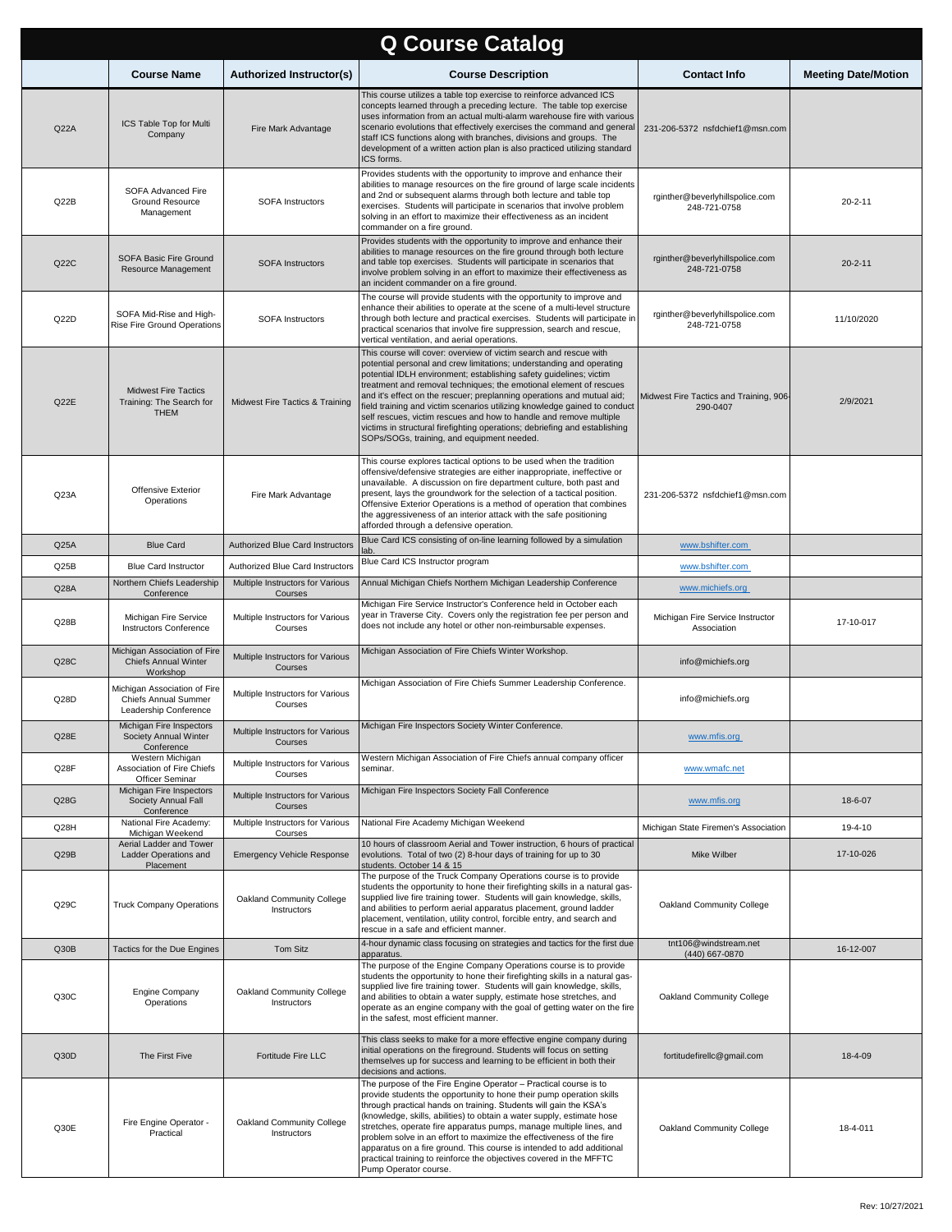# Q Course Catalog

| | Course Name | Authorized Instructor(s) | Course Description | Contact Info | Meeting Date/Motion |
|---|---|---|---|---|---|
| Q22A | ICS Table Top for Multi Company | Fire Mark Advantage | This course utilizes a table top exercise to reinforce advanced ICS concepts learned through a preceding lecture. The table top exercise uses information from an actual multi-alarm warehouse fire with various scenario evolutions that effectively exercises the command and general staff ICS functions along with branches, divisions and groups. The development of a written action plan is also practiced utilizing standard ICS forms. | 231-206-5372 nsfdchief1@msn.com | |
| Q22B | SOFA Advanced Fire Ground Resource Management | SOFA Instructors | Provides students with the opportunity to improve and enhance their abilities to manage resources on the fire ground of large scale incidents and 2nd or subsequent alarms through both lecture and table top exercises. Students will participate in scenarios that involve problem solving in an effort to maximize their effectiveness as an incident commander on a fire ground. | rginther@beverlyhillspolice.com 248-721-0758 | 20-2-11 |
| Q22C | SOFA Basic Fire Ground Resource Management | SOFA Instructors | Provides students with the opportunity to improve and enhance their abilities to manage resources on the fire ground through both lecture and table top exercises. Students will participate in scenarios that involve problem solving in an effort to maximize their effectiveness as an incident commander on a fire ground. | rginther@beverlyhillspolice.com 248-721-0758 | 20-2-11 |
| Q22D | SOFA Mid-Rise and High-Rise Fire Ground Operations | SOFA Instructors | The course will provide students with the opportunity to improve and enhance their abilities to operate at the scene of a multi-level structure through both lecture and practical exercises. Students will participate in practical scenarios that involve fire suppression, search and rescue, vertical ventilation, and aerial operations. | rginther@beverlyhillspolice.com 248-721-0758 | 11/10/2020 |
| Q22E | Midwest Fire Tactics Training: The Search for THEM | Midwest Fire Tactics & Training | This course will cover: overview of victim search and rescue with potential personal and crew limitations; understanding and operating potential IDLH environment; establishing safety guidelines; victim treatment and removal techniques; the emotional element of rescues and it's effect on the rescuer; preplanning operations and mutual aid; field training and victim scenarios utilizing knowledge gained to conduct self rescues, victim rescues and how to handle and remove multiple victims in structural firefighting operations; debriefing and establishing SOPs/SOGs, training, and equipment needed. | Midwest Fire Tactics and Training, 906-290-0407 | 2/9/2021 |
| Q23A | Offensive Exterior Operations | Fire Mark Advantage | This course explores tactical options to be used when the tradition offensive/defensive strategies are either inappropriate, ineffective or unavailable. A discussion on fire department culture, both past and present, lays the groundwork for the selection of a tactical position. Offensive Exterior Operations is a method of operation that combines the aggressiveness of an interior attack with the safe positioning afforded through a defensive operation. | 231-206-5372 nsfdchief1@msn.com | |
| Q25A | Blue Card | Authorized Blue Card Instructors | Blue Card ICS consisting of on-line learning followed by a simulation lab. | www.bshifter.com | |
| Q25B | Blue Card Instructor | Authorized Blue Card Instructors | Blue Card ICS Instructor program | www.bshifter.com | |
| Q28A | Northern Chiefs Leadership Conference | Multiple Instructors for Various Courses | Annual Michigan Chiefs Northern Michigan Leadership Conference | www.michiefs.org | |
| Q28B | Michigan Fire Service Instructors Conference | Multiple Instructors for Various Courses | Michigan Fire Service Instructor's Conference held in October each year in Traverse City. Covers only the registration fee per person and does not include any hotel or other non-reimbursable expenses. | Michigan Fire Service Instructor Association | 17-10-017 |
| Q28C | Michigan Association of Fire Chiefs Annual Winter Workshop | Multiple Instructors for Various Courses | Michigan Association of Fire Chiefs Winter Workshop. | info@michiefs.org | |
| Q28D | Michigan Association of Fire Chiefs Annual Summer Leadership Conference | Multiple Instructors for Various Courses | Michigan Association of Fire Chiefs Summer Leadership Conference. | info@michiefs.org | |
| Q28E | Michigan Fire Inspectors Society Annual Winter Conference | Multiple Instructors for Various Courses | Michigan Fire Inspectors Society Winter Conference. | www.mfis.org | |
| Q28F | Western Michigan Association of Fire Chiefs Officer Seminar | Multiple Instructors for Various Courses | Western Michigan Association of Fire Chiefs annual company officer seminar. | www.wmafc.net | |
| Q28G | Michigan Fire Inspectors Society Annual Fall Conference | Multiple Instructors for Various Courses | Michigan Fire Inspectors Society Fall Conference | www.mfis.org | 18-6-07 |
| Q28H | National Fire Academy: Michigan Weekend | Multiple Instructors for Various Courses | National Fire Academy Michigan Weekend | Michigan State Firemen's Association | 19-4-10 |
| Q29B | Aerial Ladder and Tower Ladder Operations and Placement | Emergency Vehicle Response | 10 hours of classroom Aerial and Tower instruction, 6 hours of practical evolutions. Total of two (2) 8-hour days of training for up to 30 students. October 14 & 15 | Mike Wilber | 17-10-026 |
| Q29C | Truck Company Operations | Oakland Community College Instructors | The purpose of the Truck Company Operations course is to provide students the opportunity to hone their firefighting skills in a natural gas-supplied live fire training tower. Students will gain knowledge, skills, and abilities to perform aerial apparatus placement, ground ladder placement, ventilation, utility control, forcible entry, and search and rescue in a safe and efficient manner. | Oakland Community College | |
| Q30B | Tactics for the Due Engines | Tom Sitz | 4-hour dynamic class focusing on strategies and tactics for the first due apparatus. | tnt106@windstream.net (440) 667-0870 | 16-12-007 |
| Q30C | Engine Company Operations | Oakland Community College Instructors | The purpose of the Engine Company Operations course is to provide students the opportunity to hone their firefighting skills in a natural gas-supplied live fire training tower. Students will gain knowledge, skills, and abilities to obtain a water supply, estimate hose stretches, and operate as an engine company with the goal of getting water on the fire in the safest, most efficient manner. | Oakland Community College | |
| Q30D | The First Five | Fortitude Fire LLC | This class seeks to make for a more effective engine company during initial operations on the fireground. Students will focus on setting themselves up for success and learning to be efficient in both their decisions and actions. | fortitudefirellc@gmail.com | 18-4-09 |
| Q30E | Fire Engine Operator - Practical | Oakland Community College Instructors | The purpose of the Fire Engine Operator – Practical course is to provide students the opportunity to hone their pump operation skills through practical hands on training. Students will gain the KSA's (knowledge, skills, abilities) to obtain a water supply, estimate hose stretches, operate fire apparatus pumps, manage multiple lines, and problem solve in an effort to maximize the effectiveness of the fire apparatus on a fire ground. This course is intended to add additional practical training to reinforce the objectives covered in the MFFTC Pump Operator course. | Oakland Community College | 18-4-011 |

Rev: 10/27/2021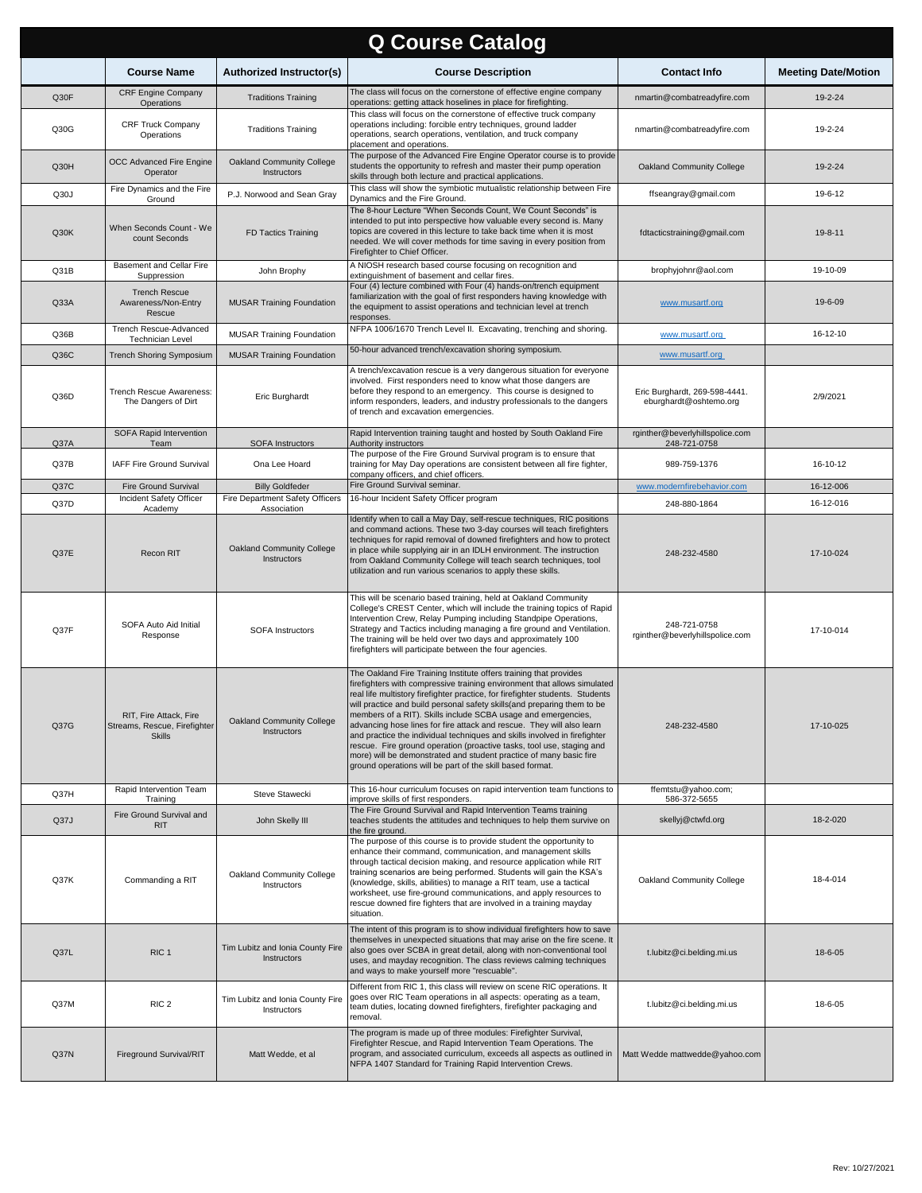# Q Course Catalog

| | Course Name | Authorized Instructor(s) | Course Description | Contact Info | Meeting Date/Motion |
|---|---|---|---|---|---|
| Q30F | CRF Engine Company Operations | Traditions Training | The class will focus on the cornerstone of effective engine company operations: getting attack hoselines in place for firefighting. | nmartin@combatreadyfire.com | 19-2-24 |
| Q30G | CRF Truck Company Operations | Traditions Training | This class will focus on the cornerstone of effective truck company operations including: forcible entry techniques, ground ladder operations, search operations, ventilation, and truck company placement and operations. | nmartin@combatreadyfire.com | 19-2-24 |
| Q30H | OCC Advanced Fire Engine Operator | Oakland Community College Instructors | The purpose of the Advanced Fire Engine Operator course is to provide students the opportunity to refresh and master their pump operation skills through both lecture and practical applications. | Oakland Community College | 19-2-24 |
| Q30J | Fire Dynamics and the Fire Ground | P.J. Norwood and Sean Gray | This class will show the symbiotic mutualistic relationship between Fire Dynamics and the Fire Ground. | ffseangray@gmail.com | 19-6-12 |
| Q30K | When Seconds Count - We count Seconds | FD Tactics Training | The 8-hour Lecture "When Seconds Count, We Count Seconds" is intended to put into perspective how valuable every second is. Many topics are covered in this lecture to take back time when it is most needed. We will cover methods for time saving in every position from Firefighter to Chief Officer. | fdtacticstraining@gmail.com | 19-8-11 |
| Q31B | Basement and Cellar Fire Suppression | John Brophy | A NIOSH research based course focusing on recognition and extinguishment of basement and cellar fires. | brophyjohnr@aol.com | 19-10-09 |
| Q33A | Trench Rescue Awareness/Non-Entry Rescue | MUSAR Training Foundation | Four (4) lecture combined with Four (4) hands-on/trench equipment familiarization with the goal of first responders having knowledge with the equipment to assist operations and technician level at trench responses. | www.musartf.org | 19-6-09 |
| Q36B | Trench Rescue-Advanced Technician Level | MUSAR Training Foundation | NFPA 1006/1670 Trench Level II. Excavating, trenching and shoring. | www.musartf.org | 16-12-10 |
| Q36C | Trench Shoring Symposium | MUSAR Training Foundation | 50-hour advanced trench/excavation shoring symposium. | www.musartf.org | |
| Q36D | Trench Rescue Awareness: The Dangers of Dirt | Eric Burghardt | A trench/excavation rescue is a very dangerous situation for everyone involved. First responders need to know what those dangers are before they respond to an emergency. This course is designed to inform responders, leaders, and industry professionals to the dangers of trench and excavation emergencies. | Eric Burghardt, 269-598-4441. eburghardt@oshtemo.org | 2/9/2021 |
| Q37A | SOFA Rapid Intervention Team | SOFA Instructors | Rapid Intervention training taught and hosted by South Oakland Fire Authority instructors | rginther@beverlyhillspolice.com 248-721-0758 | |
| Q37B | IAFF Fire Ground Survival | Ona Lee Hoard | The purpose of the Fire Ground Survival program is to ensure that training for May Day operations are consistent between all fire fighter, company officers, and chief officers. | 989-759-1376 | 16-10-12 |
| Q37C | Fire Ground Survival | Billy Goldfeder | Fire Ground Survival seminar. | www.modernfirebehavior.com | 16-12-006 |
| Q37D | Incident Safety Officer Academy | Fire Department Safety Officers Association | 16-hour Incident Safety Officer program | 248-880-1864 | 16-12-016 |
| Q37E | Recon RIT | Oakland Community College Instructors | Identify when to call a May Day, self-rescue techniques, RIC positions and command actions. These two 3-day courses will teach firefighters techniques for rapid removal of downed firefighters and how to protect in place while supplying air in an IDLH environment. The instruction from Oakland Community College will teach search techniques, tool utilization and run various scenarios to apply these skills. | 248-232-4580 | 17-10-024 |
| Q37F | SOFA Auto Aid Initial Response | SOFA Instructors | This will be scenario based training, held at Oakland Community College's CREST Center, which will include the training topics of Rapid Intervention Crew, Relay Pumping including Standpipe Operations, Strategy and Tactics including managing a fire ground and Ventilation. The training will be held over two days and approximately 100 firefighters will participate between the four agencies. | 248-721-0758 rginther@beverlyhillspolice.com | 17-10-014 |
| Q37G | RIT, Fire Attack, Fire Streams, Rescue, Firefighter Skills | Oakland Community College Instructors | The Oakland Fire Training Institute offers training that provides firefighters with compressive training environment that allows simulated real life multistory firefighter practice, for firefighter students. Students will practice and build personal safety skills(and preparing them to be members of a RIT). Skills include SCBA usage and emergencies, advancing hose lines for fire attack and rescue. They will also learn and practice the individual techniques and skills involved in firefighter rescue. Fire ground operation (proactive tasks, tool use, staging and more) will be demonstrated and student practice of many basic fire ground operations will be part of the skill based format. | 248-232-4580 | 17-10-025 |
| Q37H | Rapid Intervention Team Training | Steve Stawecki | This 16-hour curriculum focuses on rapid intervention team functions to improve skills of first responders. | ffemtstu@yahoo.com; 586-372-5655 | |
| Q37J | Fire Ground Survival and RIT | John Skelly III | The Fire Ground Survival and Rapid Intervention Teams training teaches students the attitudes and techniques to help them survive on the fire ground. | skellyj@ctwfd.org | 18-2-020 |
| Q37K | Commanding a RIT | Oakland Community College Instructors | The purpose of this course is to provide student the opportunity to enhance their command, communication, and management skills through tactical decision making, and resource application while RIT training scenarios are being performed. Students will gain the KSA's (knowledge, skills, abilities) to manage a RIT team, use a tactical worksheet, use fire-ground communications, and apply resources to rescue downed fire fighters that are involved in a training mayday situation. | Oakland Community College | 18-4-014 |
| Q37L | RIC 1 | Tim Lubitz and Ionia County Fire Instructors | The intent of this program is to show individual firefighters how to save themselves in unexpected situations that may arise on the fire scene. It also goes over SCBA in great detail, along with non-conventional tool uses, and mayday recognition. The class reviews calming techniques and ways to make yourself more "rescuable". | t.lubitz@ci.belding.mi.us | 18-6-05 |
| Q37M | RIC 2 | Tim Lubitz and Ionia County Fire Instructors | Different from RIC 1, this class will review on scene RIC operations. It goes over RIC Team operations in all aspects: operating as a team, team duties, locating downed firefighters, firefighter packaging and removal. | t.lubitz@ci.belding.mi.us | 18-6-05 |
| Q37N | Fireground Survival/RIT | Matt Wedde, et al | The program is made up of three modules: Firefighter Survival, Firefighter Rescue, and Rapid Intervention Team Operations. The program, and associated curriculum, exceeds all aspects as outlined in NFPA 1407 Standard for Training Rapid Intervention Crews. | Matt Wedde mattwedde@yahoo.com | |

Rev: 10/27/2021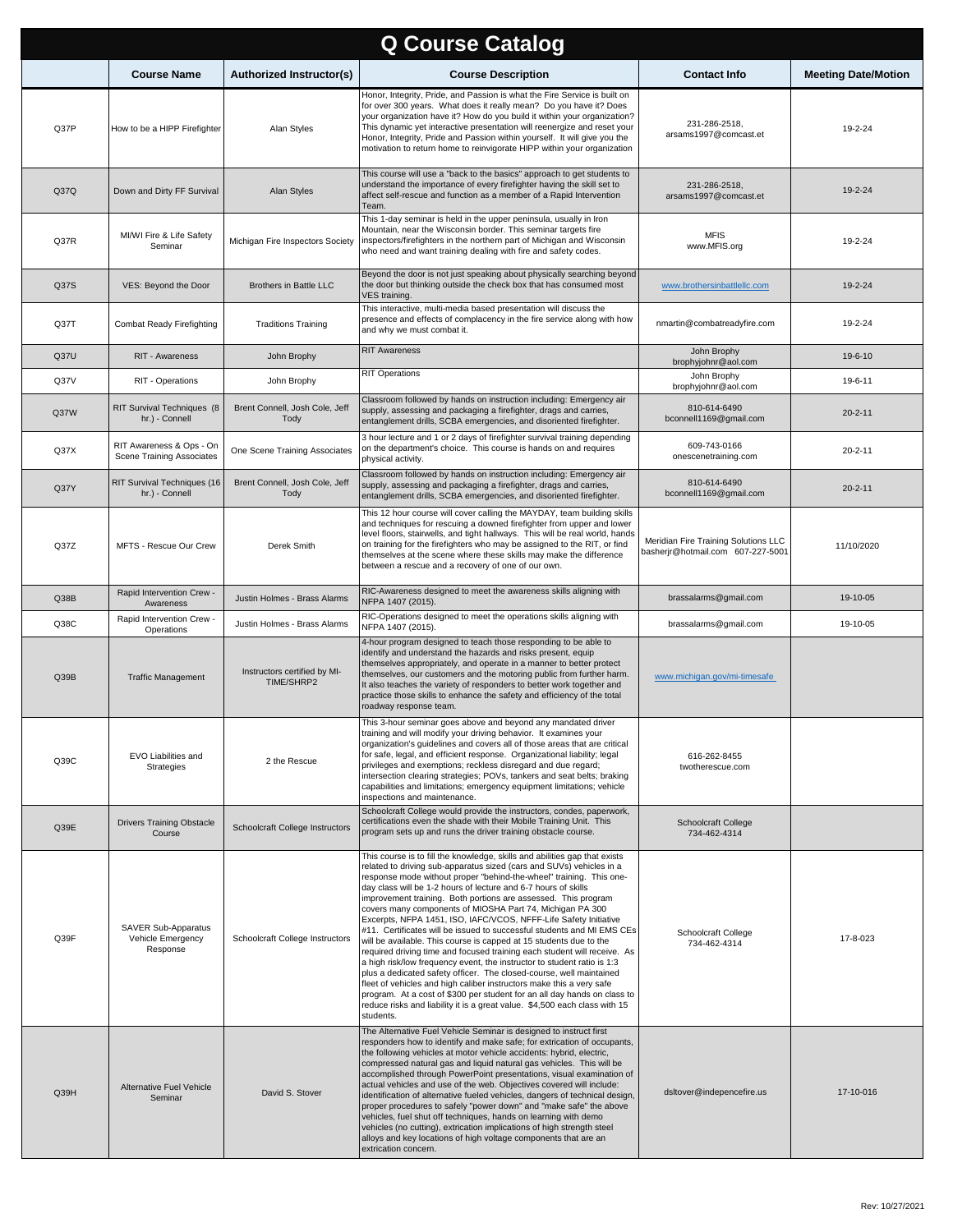# Q Course Catalog

| | Course Name | Authorized Instructor(s) | Course Description | Contact Info | Meeting Date/Motion |
|---|---|---|---|---|---|
| Q37P | How to be a HIPP Firefighter | Alan Styles | Honor, Integrity, Pride, and Passion is what the Fire Service is built on for over 300 years. What does it really mean? Do you have it? Does your organization have it? How do you build it within your organization? This dynamic yet interactive presentation will reenergize and reset your Honor, Integrity, Pride and Passion within yourself. It will give you the motivation to return home to reinvigorate HIPP within your organization | 231-286-2518, arsams1997@comcast.et | 19-2-24 |
| Q37Q | Down and Dirty FF Survival | Alan Styles | This course will use a "back to the basics" approach to get students to understand the importance of every firefighter having the skill set to affect self-rescue and function as a member of a Rapid Intervention Team. | 231-286-2518, arsams1997@comcast.et | 19-2-24 |
| Q37R | MI/WI Fire & Life Safety Seminar | Michigan Fire Inspectors Society | This 1-day seminar is held in the upper peninsula, usually in Iron Mountain, near the Wisconsin border. This seminar targets fire inspectors/firefighters in the northern part of Michigan and Wisconsin who need and want training dealing with fire and safety codes. | MFIS www.MFIS.org | 19-2-24 |
| Q37S | VES: Beyond the Door | Brothers in Battle LLC | Beyond the door is not just speaking about physically searching beyond the door but thinking outside the check box that has consumed most VES training. | www.brothersinbattlellc.com | 19-2-24 |
| Q37T | Combat Ready Firefighting | Traditions Training | This interactive, multi-media based presentation will discuss the presence and effects of complacency in the fire service along with how and why we must combat it. | nmartin@combatreadyfire.com | 19-2-24 |
| Q37U | RIT - Awareness | John Brophy | RIT Awareness | John Brophy brophyjohnr@aol.com | 19-6-10 |
| Q37V | RIT - Operations | John Brophy | RIT Operations | John Brophy brophyjohnr@aol.com | 19-6-11 |
| Q37W | RIT Survival Techniques (8 hr.) - Connell | Brent Connell, Josh Cole, Jeff Tody | Classroom followed by hands on instruction including: Emergency air supply, assessing and packaging a firefighter, drags and carries, entanglement drills, SCBA emergencies, and disoriented firefighter. | 810-614-6490 bconnell1169@gmail.com | 20-2-11 |
| Q37X | RIT Awareness & Ops - On Scene Training Associates | One Scene Training Associates | 3 hour lecture and 1 or 2 days of firefighter survival training depending on the department's choice. This course is hands on and requires physical activity. | 609-743-0166 onescenetraining.com | 20-2-11 |
| Q37Y | RIT Survival Techniques (16 hr.) - Connell | Brent Connell, Josh Cole, Jeff Tody | Classroom followed by hands on instruction including: Emergency air supply, assessing and packaging a firefighter, drags and carries, entanglement drills, SCBA emergencies, and disoriented firefighter. | 810-614-6490 bconnell1169@gmail.com | 20-2-11 |
| Q37Z | MFTS - Rescue Our Crew | Derek Smith | This 12 hour course will cover calling the MAYDAY, team building skills and techniques for rescuing a downed firefighter from upper and lower level floors, stairwells, and tight hallways. This will be real world, hands on training for the firefighters who may be assigned to the RIT, or find themselves at the scene where these skills may make the difference between a rescue and a recovery of one of our own. | Meridian Fire Training Solutions LLC basherjr@hotmail.com 607-227-5001 | 11/10/2020 |
| Q38B | Rapid Intervention Crew - Awareness | Justin Holmes - Brass Alarms | RIC-Awareness designed to meet the awareness skills aligning with NFPA 1407 (2015). | brassalarms@gmail.com | 19-10-05 |
| Q38C | Rapid Intervention Crew - Operations | Justin Holmes - Brass Alarms | RIC-Operations designed to meet the operations skills aligning with NFPA 1407 (2015). | brassalarms@gmail.com | 19-10-05 |
| Q39B | Traffic Management | Instructors certified by MI-TIME/SHRP2 | 4-hour program designed to teach those responding to be able to identify and understand the hazards and risks present, equip themselves appropriately, and operate in a manner to better protect themselves, our customers and the motoring public from further harm. It also teaches the variety of responders to better work together and practice those skills to enhance the safety and efficiency of the total roadway response team. | www.michigan.gov/mi-timesafe | |
| Q39C | EVO Liabilities and Strategies | 2 the Rescue | This 3-hour seminar goes above and beyond any mandated driver training and will modify your driving behavior. It examines your organization's guidelines and covers all of those areas that are critical for safe, legal, and efficient response. Organizational liability; legal privileges and exemptions; reckless disregard and due regard; intersection clearing strategies; POVs, tankers and seat belts; braking capabilities and limitations; emergency equipment limitations; vehicle inspections and maintenance. | 616-262-8455 twotherescue.com | |
| Q39E | Drivers Training Obstacle Course | Schoolcraft College Instructors | Schoolcraft College would provide the instructors, condes, paperwork, certifications even the shade with their Mobile Training Unit. This program sets up and runs the driver training obstacle course. | Schoolcraft College 734-462-4314 | |
| Q39F | SAVER Sub-Apparatus Vehicle Emergency Response | Schoolcraft College Instructors | This course is to fill the knowledge, skills and abilities gap that exists related to driving sub-apparatus sized (cars and SUVs) vehicles in a response mode without proper "behind-the-wheel" training. This one-day class will be 1-2 hours of lecture and 6-7 hours of skills improvement training. Both portions are assessed. This program covers many components of MIOSHA Part 74, Michigan PA 300 Excerpts, NFPA 1451, ISO, IAFC/VCOS, NFFF-Life Safety Initiative #11. Certificates will be issued to successful students and MI EMS CEs will be available. This course is capped at 15 students due to the required driving time and focused training each student will receive. As a high risk/low frequency event, the instructor to student ratio is 1:3 plus a dedicated safety officer. The closed-course, well maintained fleet of vehicles and high caliber instructors make this a very safe program. At a cost of $300 per student for an all day hands on class to reduce risks and liability it is a great value. $4,500 each class with 15 students. | Schoolcraft College 734-462-4314 | 17-8-023 |
| Q39H | Alternative Fuel Vehicle Seminar | David S. Stover | The Alternative Fuel Vehicle Seminar is designed to instruct first responders how to identify and make safe; for extrication of occupants, the following vehicles at motor vehicle accidents: hybrid, electric, compressed natural gas and liquid natural gas vehicles. This will be accomplished through PowerPoint presentations, visual examination of actual vehicles and use of the web. Objectives covered will include: identification of alternative fueled vehicles, dangers of technical design, proper procedures to safely "power down" and "make safe" the above vehicles, fuel shut off techniques, hands on learning with demo vehicles (no cutting), extrication implications of high strength steel alloys and key locations of high voltage components that are an extrication concern. | dsltover@indepencefire.us | 17-10-016 |

Rev: 10/27/2021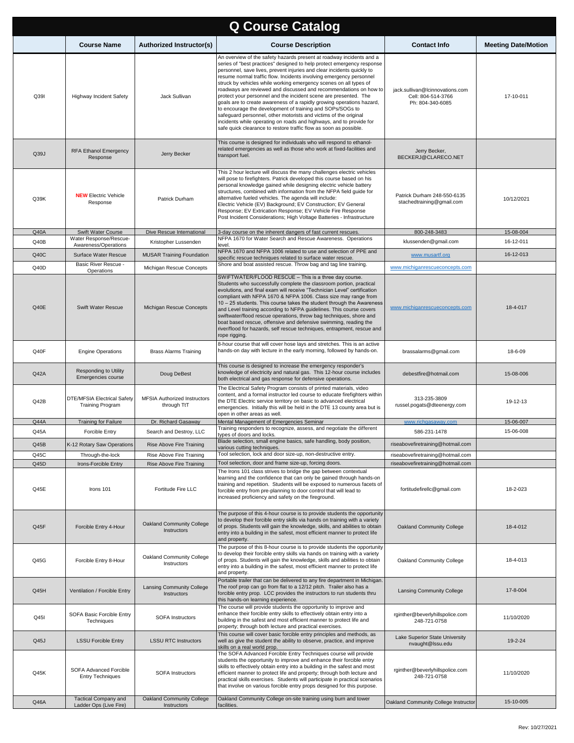# Q Course Catalog

| | Course Name | Authorized Instructor(s) | Course Description | Contact Info | Meeting Date/Motion |
|---|---|---|---|---|---|
| Q39I | Highway Incident Safety | Jack Sullivan | An overview of the safety hazards present at roadway incidents and a series of "best practices" designed to help protect emergency response personnel, save lives, prevent injuries and clear incidents quickly to resume normal traffic flow. Incidents involving emergency personnel struck by vehicles while working emergency scenes on all types of roadways are reviewed and discussed and recommendations on how to protect your personnel and the incident scene are presented. The goals are to create awareness of a rapidly growing operations hazard, to encourage the development of training and SOPs/SOGs to safeguard personnel, other motorists and victims of the original incidents while operating on roads and highways, and to provide for safe quick clearance to restore traffic flow as soon as possible. | jack.sullivan@lcinnovations.com Cell: 804-514-3766 Ph: 804-340-6085 | 17-10-011 |
| Q39J | RFA Ethanol Emergency Response | Jerry Becker | This course is designed for individuals who will respond to ethanol-related emergencies as well as those who work at fixed-facilities and transport fuel. | Jerry Becker, BECKERJ@CLARECO.NET | |
| Q39K | **NEW** Electric Vehicle Response | Patrick Durham | This 2 hour lecture will discuss the many challenges electric vehicles will pose to firefighters. Patrick developed this course based on his personal knowledge gained while designing electric vehicle battery structures, combined with information from the NFPA field guide for alternative fueled vehicles. The agenda will include: Electric Vehicle (EV) Background; EV Construction; EV General Response; EV Extrication Response; EV Vehicle Fire Response Post Incident Considerations; High Voltage Batteries - Infrastructure | Patrick Durham 248-550-6135 stachedtraining@gmail.com | 10/12/2021 |
| Q40A | Swift Water Course | Dive Rescue International | 3-day course on the inherent dangers of fast current rescues. | 800-248-3483 | 15-08-004 |
| Q40B | Water Response/Rescue-Awareness/Operations | Kristopher Lussenden | NFPA 1670 for Water Search and Rescue Awareness. Operations level. | klussenden@gmail.com | 16-12-011 |
| Q40C | Surface Water Rescue | MUSAR Training Foundation | NFPA 1670 and NFPA 1006 related to use and selection of PPE and specific rescue techniques related to surface water rescue. | www.musartf.org | 16-12-013 |
| Q40D | Basic River Rescue - Operations | Michigan Rescue Concepts | Shore and boat assisted rescue. Throw bag and tag line training. | www.michiganrescueconcepts.com | |
| Q40E | Swift Water Rescue | Michigan Rescue Concepts | SWIFTWATER/FLOOD RESCUE – This is a three day course. Students who successfully complete the classroom portion, practical evolutions, and final exam will receive "Technician Level" certification compliant with NFPA 1670 & NFPA 1006. Class size may range from 10 – 25 students. This course takes the student through the Awareness and Level training according to NFPA guidelines. This course covers swiftwater/flood rescue operations, throw bag techniques, shore and boat based rescue, offensive and defensive swimming, reading the river/flood for hazards, self rescue techniques, entrapment, rescue and rope rigging. | www.michiganrescueconcepts.com | 18-4-017 |
| Q40F | Engine Operations | Brass Alarms Training | 8-hour course that will cover hose lays and stretches. This is an active hands-on day with lecture in the early morning, followed by hands-on. | brassalarms@gmail.com | 18-6-09 |
| Q42A | Responding to Utility Emergencies course | Doug DeBest | This course is designed to increase the emergency responder's knowledge of electricity and natural gas. This 12-hour course includes both electrical and gas response for defensive operations. | debestfire@hotmail.com | 15-08-006 |
| Q42B | DTE/MFSIA Electrical Safety Training Program | MFSIA Authorized Instructors through TtT | The Electrical Safety Program consists of printed materials, video content, and a formal instructor led course to educate firefighters within the DTE Electric service territory on basic to advanced electrical emergencies. Initially this will be held in the DTE 13 county area but is open in other areas as well. | 313-235-3809 russel.pogats@dteenergy.com | 19-12-13 |
| Q44A | Training for Failure | Dr. Richard Gasaway | Mental Management of Emergencies Seminar | www.richgasaway.com | 15-06-007 |
| Q45A | Forcible Entry | Search and Destroy, LLC | Training responders to recognize, assess, and negotiate the different types of doors and locks. | 586-231-1478 | 15-06-008 |
| Q45B | K-12 Rotary Saw Operations | Rise Above Fire Training | Blade selection, small engine basics, safe handling, body position, various cutting techniques. | riseabovefiretraining@hotmail.com | |
| Q45C | Through-the-lock | Rise Above Fire Training | Tool selection, lock and door size-up, non-destructive entry. | riseabovefiretraining@hotmail.com | |
| Q45D | Irons-Forcible Entry | Rise Above Fire Training | Tool selection, door and frame size-up, forcing doors. | riseabovefiretraining@hotmail.com | |
| Q45E | Irons 101 | Fortitude Fire LLC | The Irons 101 class strives to bridge the gap between contextual learning and the confidence that can only be gained through hands-on training and repetition. Students will be exposed to numerous facets of forcible entry from pre-planning to door control that will lead to increased proficiency and safety on the fireground. | fortitudefirellc@gmail.com | 18-2-023 |
| Q45F | Forcible Entry 4-Hour | Oakland Community College Instructors | The purpose of this 4-hour course is to provide students the opportunity to develop their forcible entry skills via hands on training with a variety of props. Students will gain the knowledge, skills, and abilities to obtain entry into a building in the safest, most efficient manner to protect life and property. | Oakland Community College | 18-4-012 |
| Q45G | Forcible Entry 8-Hour | Oakland Community College Instructors | The purpose of this 8-hour course is to provide students the opportunity to develop their forcible entry skills via hands on training with a variety of props. Students will gain the knowledge, skills and abilities to obtain entry into a building in the safest, most efficient manner to protect life and property. | Oakland Community College | 18-4-013 |
| Q45H | Ventilation / Forcible Entry | Lansing Community College Instructors | Portable trailer that can be delivered to any fire department in Michigan. The roof prop can go from flat to a 12/12 pitch. Trailer also has a forcible entry prop. LCC provides the instructors to run students thru this hands-on learning experience. | Lansing Community College | 17-8-004 |
| Q45I | SOFA Basic Forcible Entry Techniques | SOFA Instructors | The course will provide students the opportunity to improve and enhance their forcible entry skills to effectively obtain entry into a building in the safest and most efficient manner to protect life and property; through both lecture and practical exercises. | rginther@beverlyhillspolice.com 248-721-0758 | 11/10/2020 |
| Q45J | LSSU Forcible Entry | LSSU RTC Instructors | This course will cover basic forcible entry principles and methods, as well as give the student the ability to observe, practice, and improve skills on a real world prop. | Lake Superior State University nvaught@lssu.edu | 19-2-24 |
| Q45K | SOFA Advanced Forcible Entry Techniques | SOFA Instructors | The SOFA Advanced Forcible Entry Techniques course will provide students the opportunity to improve and enhance their forcible entry skills to effectively obtain entry into a building in the safest and most efficient manner to protect life and property; through both lecture and practical skills exercises. Students will participate in practical scenarios that involve on various forcible entry props designed for this purpose. | rginther@beverlyhillspolice.com 248-721-0758 | 11/10/2020 |
| Q46A | Tactical Company and Ladder Ops (Live Fire) | Oakland Community College Instructors | Oakland Community College on-site training using burn and tower facilities. | Oakland Community College Instructor | 15-10-005 |

Rev: 10/27/2021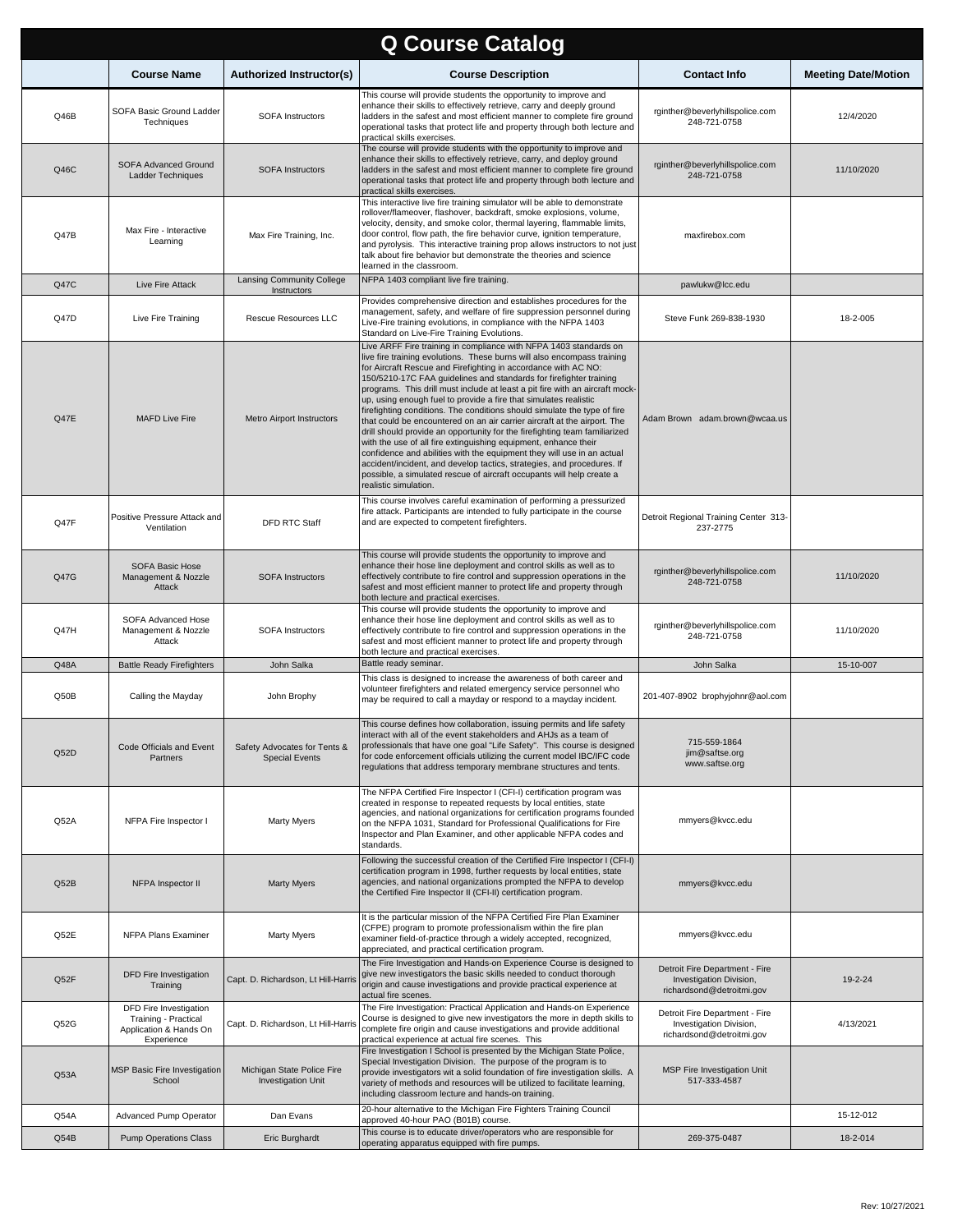# Q Course Catalog

| | Course Name | Authorized Instructor(s) | Course Description | Contact Info | Meeting Date/Motion |
|---|---|---|---|---|---|
| Q46B | SOFA Basic Ground Ladder Techniques | SOFA Instructors | This course will provide students the opportunity to improve and enhance their skills to effectively retrieve, carry and deeply ground ladders in the safest and most efficient manner to complete fire ground operational tasks that protect life and property through both lecture and practical skills exercises. | rginther@beverlyhillspolice.com 248-721-0758 | 12/4/2020 |
| Q46C | SOFA Advanced Ground Ladder Techniques | SOFA Instructors | The course will provide students with the opportunity to improve and enhance their skills to effectively retrieve, carry, and deploy ground ladders in the safest and most efficient manner to complete fire ground operational tasks that protect life and property through both lecture and practical skills exercises. | rginther@beverlyhillspolice.com 248-721-0758 | 11/10/2020 |
| Q47B | Max Fire - Interactive Learning | Max Fire Training, Inc. | This interactive live fire training simulator will be able to demonstrate rollover/flameover, flashover, backdraft, smoke explosions, volume, velocity, density, and smoke color, thermal layering, flammable limits, door control, flow path, the fire behavior curve, ignition temperature, and pyrolysis. This interactive training prop allows instructors to not just talk about fire behavior but demonstrate the theories and science learned in the classroom. | maxfirebox.com | |
| Q47C | Live Fire Attack | Lansing Community College Instructors | NFPA 1403 compliant live fire training. | pawlukw@lcc.edu | |
| Q47D | Live Fire Training | Rescue Resources LLC | Provides comprehensive direction and establishes procedures for the management, safety, and welfare of fire suppression personnel during Live-Fire training evolutions, in compliance with the NFPA 1403 Standard on Live-Fire Training Evolutions. | Steve Funk 269-838-1930 | 18-2-005 |
| Q47E | MAFD Live Fire | Metro Airport Instructors | Live ARFF Fire training in compliance with NFPA 1403 standards on live fire training evolutions. These burns will also encompass training for Aircraft Rescue and Firefighting in accordance with AC NO: 150/5210-17C FAA guidelines and standards for firefighter training programs. This drill must include at least a pit fire with an aircraft mock-up, using enough fuel to provide a fire that simulates realistic firefighting conditions. The conditions should simulate the type of fire that could be encountered on an air carrier aircraft at the airport. The drill should provide an opportunity for the firefighting team familiarized with the use of all fire extinguishing equipment, enhance their confidence and abilities with the equipment they will use in an actual accident/incident, and develop tactics, strategies, and procedures. If possible, a simulated rescue of aircraft occupants will help create a realistic simulation. | Adam Brown adam.brown@wcaa.us | |
| Q47F | Positive Pressure Attack and Ventilation | DFD RTC Staff | This course involves careful examination of performing a pressurized fire attack. Participants are intended to fully participate in the course and are expected to competent firefighters. | Detroit Regional Training Center 313-237-2775 | |
| Q47G | SOFA Basic Hose Management & Nozzle Attack | SOFA Instructors | This course will provide students the opportunity to improve and enhance their hose line deployment and control skills as well as to effectively contribute to fire control and suppression operations in the safest and most efficient manner to protect life and property through both lecture and practical exercises. | rginther@beverlyhillspolice.com 248-721-0758 | 11/10/2020 |
| Q47H | SOFA Advanced Hose Management & Nozzle Attack | SOFA Instructors | This course will provide students the opportunity to improve and enhance their hose line deployment and control skills as well as to effectively contribute to fire control and suppression operations in the safest and most efficient manner to protect life and property through both lecture and practical exercises. | rginther@beverlyhillspolice.com 248-721-0758 | 11/10/2020 |
| Q48A | Battle Ready Firefighters | John Salka | Battle ready seminar. | John Salka | 15-10-007 |
| Q50B | Calling the Mayday | John Brophy | This class is designed to increase the awareness of both career and volunteer firefighters and related emergency service personnel who may be required to call a mayday or respond to a mayday incident. | 201-407-8902 brophyjohnr@aol.com | |
| Q52D | Code Officials and Event Partners | Safety Advocates for Tents & Special Events | This course defines how collaboration, issuing permits and life safety interact with all of the event stakeholders and AHJs as a team of professionals that have one goal "Life Safety". This course is designed for code enforcement officials utilizing the current model IBC/IFC code regulations that address temporary membrane structures and tents. | 715-559-1864 jim@saftse.org www.saftse.org | |
| Q52A | NFPA Fire Inspector I | Marty Myers | The NFPA Certified Fire Inspector I (CFI-I) certification program was created in response to repeated requests by local entities, state agencies, and national organizations for certification programs founded on the NFPA 1031, Standard for Professional Qualifications for Fire Inspector and Plan Examiner, and other applicable NFPA codes and standards. | mmyers@kvcc.edu | |
| Q52B | NFPA Inspector II | Marty Myers | Following the successful creation of the Certified Fire Inspector I (CFI-I) certification program in 1998, further requests by local entities, state agencies, and national organizations prompted the NFPA to develop the Certified Fire Inspector II (CFI-II) certification program. | mmyers@kvcc.edu | |
| Q52E | NFPA Plans Examiner | Marty Myers | It is the particular mission of the NFPA Certified Fire Plan Examiner (CFPE) program to promote professionalism within the fire plan examiner field-of-practice through a widely accepted, recognized, appreciated, and practical certification program. | mmyers@kvcc.edu | |
| Q52F | DFD Fire Investigation Training | Capt. D. Richardson, Lt Hill-Harris | The Fire Investigation and Hands-on Experience Course is designed to give new investigators the basic skills needed to conduct thorough origin and cause investigations and provide practical experience at actual fire scenes. | Detroit Fire Department - Fire Investigation Division, richardsond@detroitmi.gov | 19-2-24 |
| Q52G | DFD Fire Investigation Training - Practical Application & Hands On Experience | Capt. D. Richardson, Lt Hill-Harris | The Fire Investigation: Practical Application and Hands-on Experience Course is designed to give new investigators the more in depth skills to complete fire origin and cause investigations and provide additional practical experience at actual fire scenes. This | Detroit Fire Department - Fire Investigation Division, richardsond@detroitmi.gov | 4/13/2021 |
| Q53A | MSP Basic Fire Investigation School | Michigan State Police Fire Investigation Unit | Fire Investigation I School is presented by the Michigan State Police, Special Investigation Division. The purpose of the program is to provide investigators wit a solid foundation of fire investigation skills. A variety of methods and resources will be utilized to facilitate learning, including classroom lecture and hands-on training. | MSP Fire Investigation Unit 517-333-4587 | |
| Q54A | Advanced Pump Operator | Dan Evans | 20-hour alternative to the Michigan Fire Fighters Training Council approved 40-hour PAO (B01B) course. | | 15-12-012 |
| Q54B | Pump Operations Class | Eric Burghardt | This course is to educate driver/operators who are responsible for operating apparatus equipped with fire pumps. | 269-375-0487 | 18-2-014 |

Rev: 10/27/2021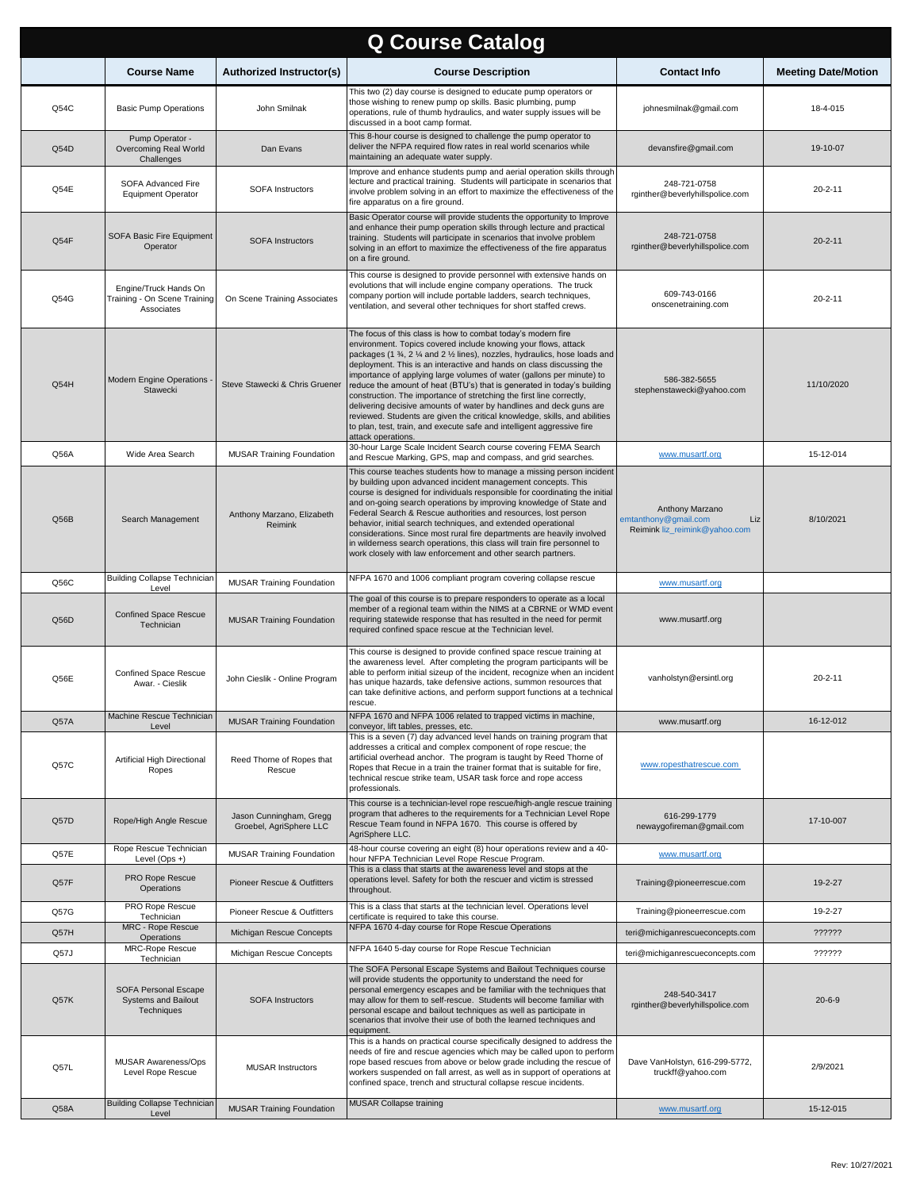# Q Course Catalog

| | Course Name | Authorized Instructor(s) | Course Description | Contact Info | Meeting Date/Motion |
|---|---|---|---|---|---|
| Q54C | Basic Pump Operations | John Smilnak | This two (2) day course is designed to educate pump operators or those wishing to renew pump op skills. Basic plumbing, pump operations, rule of thumb hydraulics, and water supply issues will be discussed in a boot camp format. | johnesmilnak@gmail.com | 18-4-015 |
| Q54D | Pump Operator - Overcoming Real World Challenges | Dan Evans | This 8-hour course is designed to challenge the pump operator to deliver the NFPA required flow rates in real world scenarios while maintaining an adequate water supply. | devansfire@gmail.com | 19-10-07 |
| Q54E | SOFA Advanced Fire Equipment Operator | SOFA Instructors | Improve and enhance students pump and aerial operation skills through lecture and practical training. Students will participate in scenarios that involve problem solving in an effort to maximize the effectiveness of the fire apparatus on a fire ground. | 248-721-0758 rginther@beverlyhillspolice.com | 20-2-11 |
| Q54F | SOFA Basic Fire Equipment Operator | SOFA Instructors | Basic Operator course will provide students the opportunity to Improve and enhance their pump operation skills through lecture and practical training. Students will participate in scenarios that involve problem solving in an effort to maximize the effectiveness of the fire apparatus on a fire ground. | 248-721-0758 rginther@beverlyhillspolice.com | 20-2-11 |
| Q54G | Engine/Truck Hands On Training - On Scene Training Associates | On Scene Training Associates | This course is designed to provide personnel with extensive hands on evolutions that will include engine company operations. The truck company portion will include portable ladders, search techniques, ventilation, and several other techniques for short staffed crews. | 609-743-0166 onscenetraining.com | 20-2-11 |
| Q54H | Modern Engine Operations - Stawecki | Steve Stawecki & Chris Gruener | The focus of this class is how to combat today's modern fire environment. Topics covered include knowing your flows, attack packages (1 ¾, 2 ¼ and 2 ½ lines), nozzles, hydraulics, hose loads and deployment. This is an interactive and hands on class discussing the importance of applying large volumes of water (gallons per minute) to reduce the amount of heat (BTU's) that is generated in today's building construction. The importance of stretching the first line correctly, delivering decisive amounts of water by handlines and deck guns are reviewed. Students are given the critical knowledge, skills, and abilities to plan, test, train, and execute safe and intelligent aggressive fire attack operations. | 586-382-5655 stephenstawecki@yahoo.com | 11/10/2020 |
| Q56A | Wide Area Search | MUSAR Training Foundation | 30-hour Large Scale Incident Search course covering FEMA Search and Rescue Marking, GPS, map and compass, and grid searches. | www.musartf.org | 15-12-014 |
| Q56B | Search Management | Anthony Marzano, Elizabeth Reimink | This course teaches students how to manage a missing person incident by building upon advanced incident management concepts. This course is designed for individuals responsible for coordinating the initial and on-going search operations by improving knowledge of State and Federal Search & Rescue authorities and resources, lost person behavior, initial search techniques, and extended operational considerations. Since most rural fire departments are heavily involved in wilderness search operations, this class will train fire personnel to work closely with law enforcement and other search partners. | Anthony Marzano emtanthony@gmail.com Liz Reimink liz_reimink@yahoo.com | 8/10/2021 |
| Q56C | Building Collapse Technician Level | MUSAR Training Foundation | NFPA 1670 and 1006 compliant program covering collapse rescue | www.musartf.org | |
| Q56D | Confined Space Rescue Technician | MUSAR Training Foundation | The goal of this course is to prepare responders to operate as a local member of a regional team within the NIMS at a CBRNE or WMD event requiring statewide response that has resulted in the need for permit required confined space rescue at the Technician level. | www.musartf.org | |
| Q56E | Confined Space Rescue Awar. - Cieslik | John Cieslik - Online Program | This course is designed to provide confined space rescue training at the awareness level. After completing the program participants will be able to perform initial sizeup of the incident, recognize when an incident has unique hazards, take defensive actions, summon resources that can take definitive actions, and perform support functions at a technical rescue. | vanholstyn@ersintl.org | 20-2-11 |
| Q57A | Machine Rescue Technician Level | MUSAR Training Foundation | NFPA 1670 and NFPA 1006 related to trapped victims in machine, conveyor, lift tables, presses, etc. | www.musartf.org | 16-12-012 |
| Q57C | Artificial High Directional Ropes | Reed Thorne of Ropes that Rescue | This is a seven (7) day advanced level hands on training program that addresses a critical and complex component of rope rescue; the artificial overhead anchor. The program is taught by Reed Thorne of Ropes that Recue in a train the trainer format that is suitable for fire, technical rescue strike team, USAR task force and rope access professionals. | www.ropesthatrescue.com | |
| Q57D | Rope/High Angle Rescue | Jason Cunningham, Gregg Groebel, AgriSphere LLC | This course is a technician-level rope rescue/high-angle rescue training program that adheres to the requirements for a Technician Level Rope Rescue Team found in NFPA 1670. This course is offered by AgriSphere LLC. | 616-299-1779 newaygofireman@gmail.com | 17-10-007 |
| Q57E | Rope Rescue Technician Level (Ops +) | MUSAR Training Foundation | 48-hour course covering an eight (8) hour operations review and a 40-hour NFPA Technician Level Rope Rescue Program. | www.musartf.org | |
| Q57F | PRO Rope Rescue Operations | Pioneer Rescue & Outfitters | This is a class that starts at the awareness level and stops at the operations level. Safety for both the rescuer and victim is stressed throughout. | Training@pioneerrescue.com | 19-2-27 |
| Q57G | PRO Rope Rescue Technician | Pioneer Rescue & Outfitters | This is a class that starts at the technician level. Operations level certificate is required to take this course. | Training@pioneerrescue.com | 19-2-27 |
| Q57H | MRC - Rope Rescue Operations | Michigan Rescue Concepts | NFPA 1670 4-day course for Rope Rescue Operations | teri@michiganrescueconcepts.com | ?????? |
| Q57J | MRC-Rope Rescue Technician | Michigan Rescue Concepts | NFPA 1640 5-day course for Rope Rescue Technician | teri@michiganrescueconcepts.com | ?????? |
| Q57K | SOFA Personal Escape Systems and Bailout Techniques | SOFA Instructors | The SOFA Personal Escape Systems and Bailout Techniques course will provide students the opportunity to understand the need for personal emergency escapes and be familiar with the techniques that may allow for them to self-rescue. Students will become familiar with personal escape and bailout techniques as well as participate in scenarios that involve their use of both the learned techniques and equipment. | 248-540-3417 rginther@beverlyhillspolice.com | 20-6-9 |
| Q57L | MUSAR Awareness/Ops Level Rope Rescue | MUSAR Instructors | This is a hands on practical course specifically designed to address the needs of fire and rescue agencies which may be called upon to perform rope based rescues from above or below grade including the rescue of workers suspended on fall arrest, as well as in support of operations at confined space, trench and structural collapse rescue incidents. | Dave VanHolstyn, 616-299-5772, truckff@yahoo.com | 2/9/2021 |
| Q58A | Building Collapse Technician Level | MUSAR Training Foundation | MUSAR Collapse training | www.musartf.org | 15-12-015 |

Rev: 10/27/2021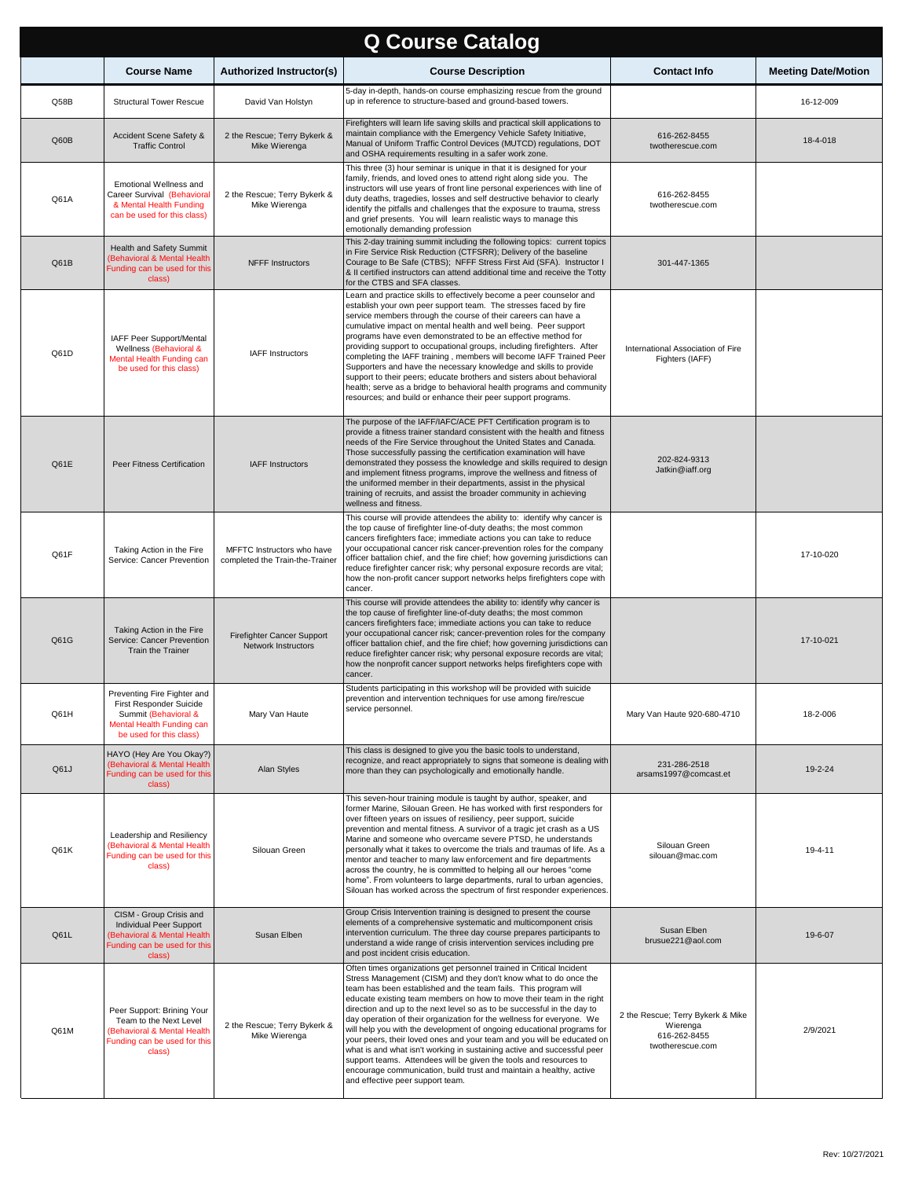# Q Course Catalog

| | Course Name | Authorized Instructor(s) | Course Description | Contact Info | Meeting Date/Motion |
|---|---|---|---|---|---|
| Q58B | Structural Tower Rescue | David Van Holstyn | 5-day in-depth, hands-on course emphasizing rescue from the ground up in reference to structure-based and ground-based towers. | | 16-12-009 |
| Q60B | Accident Scene Safety & Traffic Control | 2 the Rescue; Terry Bykerk & Mike Wierenga | Firefighters will learn life saving skills and practical skill applications to maintain compliance with the Emergency Vehicle Safety Initiative, Manual of Uniform Traffic Control Devices (MUTCD) regulations, DOT and OSHA requirements resulting in a safer work zone. | 616-262-8455 twotherescue.com | 18-4-018 |
| Q61A | Emotional Wellness and Career Survival (Behavioral & Mental Health Funding can be used for this class) | 2 the Rescue; Terry Bykerk & Mike Wierenga | This three (3) hour seminar is unique in that it is designed for your family, friends, and loved ones to attend right along side you. The instructors will use years of front line personal experiences with line of duty deaths, tragedies, losses and self destructive behavior to clearly identify the pitfalls and challenges that the exposure to trauma, stress and grief presents. You will learn realistic ways to manage this emotionally demanding profession | 616-262-8455 twotherescue.com | |
| Q61B | Health and Safety Summit (Behavioral & Mental Health Funding can be used for this class) | NFFF Instructors | This 2-day training summit including the following topics: current topics in Fire Service Risk Reduction (CTFSRR); Delivery of the baseline Courage to Be Safe (CTBS); NFFF Stress First Aid (SFA). Instructor I & II certified instructors can attend additional time and receive the Totty for the CTBS and SFA classes. | 301-447-1365 | |
| Q61D | IAFF Peer Support/Mental Wellness (Behavioral & Mental Health Funding can be used for this class) | IAFF Instructors | Learn and practice skills to effectively become a peer counselor and establish your own peer support team. The stresses faced by fire service members through the course of their careers can have a cumulative impact on mental health and well being. Peer support programs have even demonstrated to be an effective method for providing support to occupational groups, including firefighters. After completing the IAFF training , members will become IAFF Trained Peer Supporters and have the necessary knowledge and skills to provide support to their peers; educate brothers and sisters about behavioral health; serve as a bridge to behavioral health programs and community resources; and build or enhance their peer support programs. | International Association of Fire Fighters (IAFF) | |
| Q61E | Peer Fitness Certification | IAFF Instructors | The purpose of the IAFF/IAFC/ACE PFT Certification program is to provide a fitness trainer standard consistent with the health and fitness needs of the Fire Service throughout the United States and Canada. Those successfully passing the certification examination will have demonstrated they possess the knowledge and skills required to design and implement fitness programs, improve the wellness and fitness of the uniformed member in their departments, assist in the physical training of recruits, and assist the broader community in achieving wellness and fitness. | 202-824-9313 Jatkin@iaff.org | |
| Q61F | Taking Action in the Fire Service: Cancer Prevention | MFFTC Instructors who have completed the Train-the-Trainer | This course will provide attendees the ability to: identify why cancer is the top cause of firefighter line-of-duty deaths; the most common cancers firefighters face; immediate actions you can take to reduce your occupational cancer risk cancer-prevention roles for the company officer battalion chief, and the fire chief; how governing jurisdictions can reduce firefighter cancer risk; why personal exposure records are vital; how the non-profit cancer support networks helps firefighters cope with cancer. | | 17-10-020 |
| Q61G | Taking Action in the Fire Service: Cancer Prevention Train the Trainer | Firefighter Cancer Support Network Instructors | This course will provide attendees the ability to: identify why cancer is the top cause of firefighter line-of-duty deaths; the most common cancers firefighters face; immediate actions you can take to reduce your occupational cancer risk; cancer-prevention roles for the company officer battalion chief, and the fire chief; how governing jurisdictions can reduce firefighter cancer risk; why personal exposure records are vital; how the nonprofit cancer support networks helps firefighters cope with cancer. | | 17-10-021 |
| Q61H | Preventing Fire Fighter and First Responder Suicide Summit (Behavioral & Mental Health Funding can be used for this class) | Mary Van Haute | Students participating in this workshop will be provided with suicide prevention and intervention techniques for use among fire/rescue service personnel. | Mary Van Haute 920-680-4710 | 18-2-006 |
| Q61J | HAYO (Hey Are You Okay?) (Behavioral & Mental Health Funding can be used for this class) | Alan Styles | This class is designed to give you the basic tools to understand, recognize, and react appropriately to signs that someone is dealing with more than they can psychologically and emotionally handle. | 231-286-2518 arsams1997@comcast.et | 19-2-24 |
| Q61K | Leadership and Resiliency (Behavioral & Mental Health Funding can be used for this class) | Silouan Green | This seven-hour training module is taught by author, speaker, and former Marine, Silouan Green. He has worked with first responders for over fifteen years on issues of resiliency, peer support, suicide prevention and mental fitness. A survivor of a tragic jet crash as a US Marine and someone who overcame severe PTSD, he understands personally what it takes to overcome the trials and traumas of life. As a mentor and teacher to many law enforcement and fire departments across the country, he is committed to helping all our heroes "come home". From volunteers to large departments, rural to urban agencies, Silouan has worked across the spectrum of first responder experiences. | Silouan Green silouan@mac.com | 19-4-11 |
| Q61L | CISM - Group Crisis and Individual Peer Support (Behavioral & Mental Health Funding can be used for this class) | Susan Elben | Group Crisis Intervention training is designed to present the course elements of a comprehensive systematic and multicomponent crisis intervention curriculum. The three day course prepares participants to understand a wide range of crisis intervention services including pre and post incident crisis education. | Susan Elben brusue221@aol.com | 19-6-07 |
| Q61M | Peer Support: Brining Your Team to the Next Level (Behavioral & Mental Health Funding can be used for this class) | 2 the Rescue; Terry Bykerk & Mike Wierenga | Often times organizations get personnel trained in Critical Incident Stress Management (CISM) and they don't know what to do once the team has been established and the team fails. This program will educate existing team members on how to move their team in the right direction and up to the next level so as to be successful in the day to day operation of their organization for the wellness for everyone. We will help you with the development of ongoing educational programs for your peers, their loved ones and your team and you will be educated on what is and what isn't working in sustaining active and successful peer support teams. Attendees will be given the tools and resources to encourage communication, build trust and maintain a healthy, active and effective peer support team. | 2 the Rescue; Terry Bykerk & Mike Wierenga 616-262-8455 twotherescue.com | 2/9/2021 |

Rev: 10/27/2021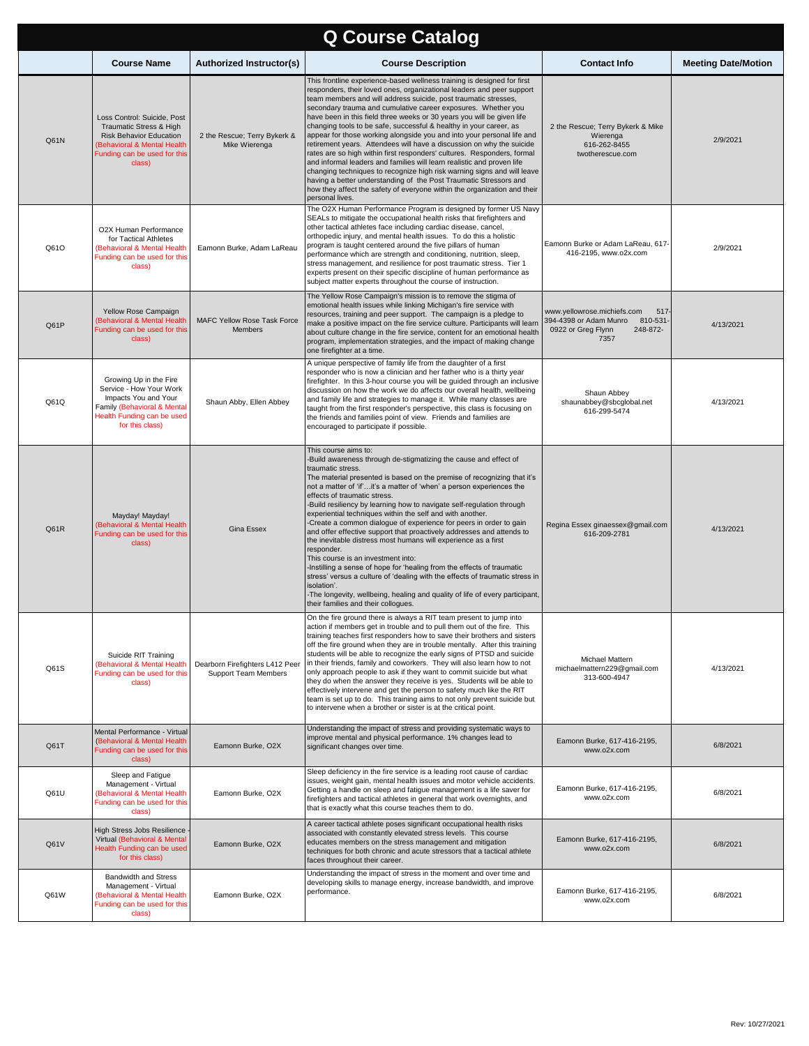# Q Course Catalog

| | Course Name | Authorized Instructor(s) | Course Description | Contact Info | Meeting Date/Motion |
|---|---|---|---|---|---|
| Q61N | Loss Control: Suicide, Post Traumatic Stress & High Risk Behavior Education (Behavioral & Mental Health Funding can be used for this class) | 2 the Rescue; Terry Bykerk & Mike Wierenga | This frontline experience-based wellness training is designed for first responders, their loved ones, organizational leaders and peer support team members and will address suicide, post traumatic stresses, secondary trauma and cumulative career exposures. Whether you have been in this field three weeks or 30 years you will be given life changing tools to be safe, successful & healthy in your career, as appear for those working alongside you and into your personal life and retirement years. Attendees will have a discussion on why the suicide rates are so high within first responders' cultures. Responders, formal and informal leaders and families will learn realistic and proven life changing techniques to recognize high risk warning signs and will leave having a better understanding of the Post Traumatic Stressors and how they affect the safety of everyone within the organization and their personal lives. | 2 the Rescue; Terry Bykerk & Mike Wierenga 616-262-8455 twotherescue.com | 2/9/2021 |
| Q61O | O2X Human Performance for Tactical Athletes (Behavioral & Mental Health Funding can be used for this class) | Eamonn Burke, Adam LaReau | The O2X Human Performance Program is designed by former US Navy SEALs to mitigate the occupational health risks that firefighters and other tactical athletes face including cardiac disease, cancel, orthopedic injury, and mental health issues. To do this a holistic program is taught centered around the five pillars of human performance which are strength and conditioning, nutrition, sleep, stress management, and resilience for post traumatic stress. Tier 1 experts present on their specific discipline of human performance as subject matter experts throughout the course of instruction. | Eamonn Burke or Adam LaReau, 617-416-2195, www.o2x.com | 2/9/2021 |
| Q61P | Yellow Rose Campaign (Behavioral & Mental Health Funding can be used for this class) | MAFC Yellow Rose Task Force Members | The Yellow Rose Campaign's mission is to remove the stigma of emotional health issues while linking Michigan's fire service with resources, training and peer support. The campaign is a pledge to make a positive impact on the fire service culture. Participants will learn about culture change in the fire service, content for an emotional health program, implementation strategies, and the impact of making change one firefighter at a time. | www.yellowrose.michiefs.com 517-394-4398 or Adam Munro 810-531-0922 or Greg Flynn 248-872-7357 | 4/13/2021 |
| Q61Q | Growing Up in the Fire Service - How Your Work Impacts You and Your Family (Behavioral & Mental Health Funding can be used for this class) | Shaun Abby, Ellen Abbey | A unique perspective of family life from the daughter of a first responder who is now a clinician and her father who is a thirty year firefighter. In this 3-hour course you will be guided through an inclusive discussion on how the work we do affects our overall health, wellbeing and family life and strategies to manage it. While many classes are taught from the first responder's perspective, this class is focusing on the friends and families point of view. Friends and families are encouraged to participate if possible. | Shaun Abbey shaunabbey@sbcglobal.net 616-299-5474 | 4/13/2021 |
| Q61R | Mayday! Mayday! (Behavioral & Mental Health Funding can be used for this class) | Gina Essex | This course aims to:<br>-Build awareness through de-stigmatizing the cause and effect of traumatic stress.<br>The material presented is based on the premise of recognizing that it's not a matter of 'if'…it's a matter of 'when' a person experiences the effects of traumatic stress.<br>-Build resiliency by learning how to navigate self-regulation through experiential techniques within the self and with another.<br>-Create a common dialogue of experience for peers in order to gain and offer effective support that proactively addresses and attends to the inevitable distress most humans will experience as a first responder.<br>This course is an investment into:<br>-Instilling a sense of hope for 'healing from the effects of traumatic stress' versus a culture of 'dealing with the effects of traumatic stress in isolation'.<br>-The longevity, wellbeing, healing and quality of life of every participant, their families and their collogues. | Regina Essex ginaessex@gmail.com 616-209-2781 | 4/13/2021 |
| Q61S | Suicide RIT Training (Behavioral & Mental Health Funding can be used for this class) | Dearborn Firefighters L412 Peer Support Team Members | On the fire ground there is always a RIT team present to jump into action if members get in trouble and to pull them out of the fire. This training teaches first responders how to save their brothers and sisters off the fire ground when they are in trouble mentally. After this training students will be able to recognize the early signs of PTSD and suicide in their friends, family and coworkers. They will also learn how to not only approach people to ask if they want to commit suicide but what they do when the answer they receive is yes. Students will be able to effectively intervene and get the person to safety much like the RIT team is set up to do. This training aims to not only prevent suicide but to intervene when a brother or sister is at the critical point. | Michael Mattern michaelmattern229@gmail.com 313-600-4947 | 4/13/2021 |
| Q61T | Mental Performance - Virtual (Behavioral & Mental Health Funding can be used for this class) | Eamonn Burke, O2X | Understanding the impact of stress and providing systematic ways to improve mental and physical performance. 1% changes lead to significant changes over time. | Eamonn Burke, 617-416-2195, www.o2x.com | 6/8/2021 |
| Q61U | Sleep and Fatigue Management - Virtual (Behavioral & Mental Health Funding can be used for this class) | Eamonn Burke, O2X | Sleep deficiency in the fire service is a leading root cause of cardiac issues, weight gain, mental health issues and motor vehicle accidents. Getting a handle on sleep and fatigue management is a life saver for firefighters and tactical athletes in general that work overnights, and that is exactly what this course teaches them to do. | Eamonn Burke, 617-416-2195, www.o2x.com | 6/8/2021 |
| Q61V | High Stress Jobs Resilience - Virtual (Behavioral & Mental Health Funding can be used for this class) | Eamonn Burke, O2X | A career tactical athlete poses significant occupational health risks associated with constantly elevated stress levels. This course educates members on the stress management and mitigation techniques for both chronic and acute stressors that a tactical athlete faces throughout their career. | Eamonn Burke, 617-416-2195, www.o2x.com | 6/8/2021 |
| Q61W | Bandwidth and Stress Management - Virtual (Behavioral & Mental Health Funding can be used for this class) | Eamonn Burke, O2X | Understanding the impact of stress in the moment and over time and developing skills to manage energy, increase bandwidth, and improve performance. | Eamonn Burke, 617-416-2195, www.o2x.com | 6/8/2021 |

Rev: 10/27/2021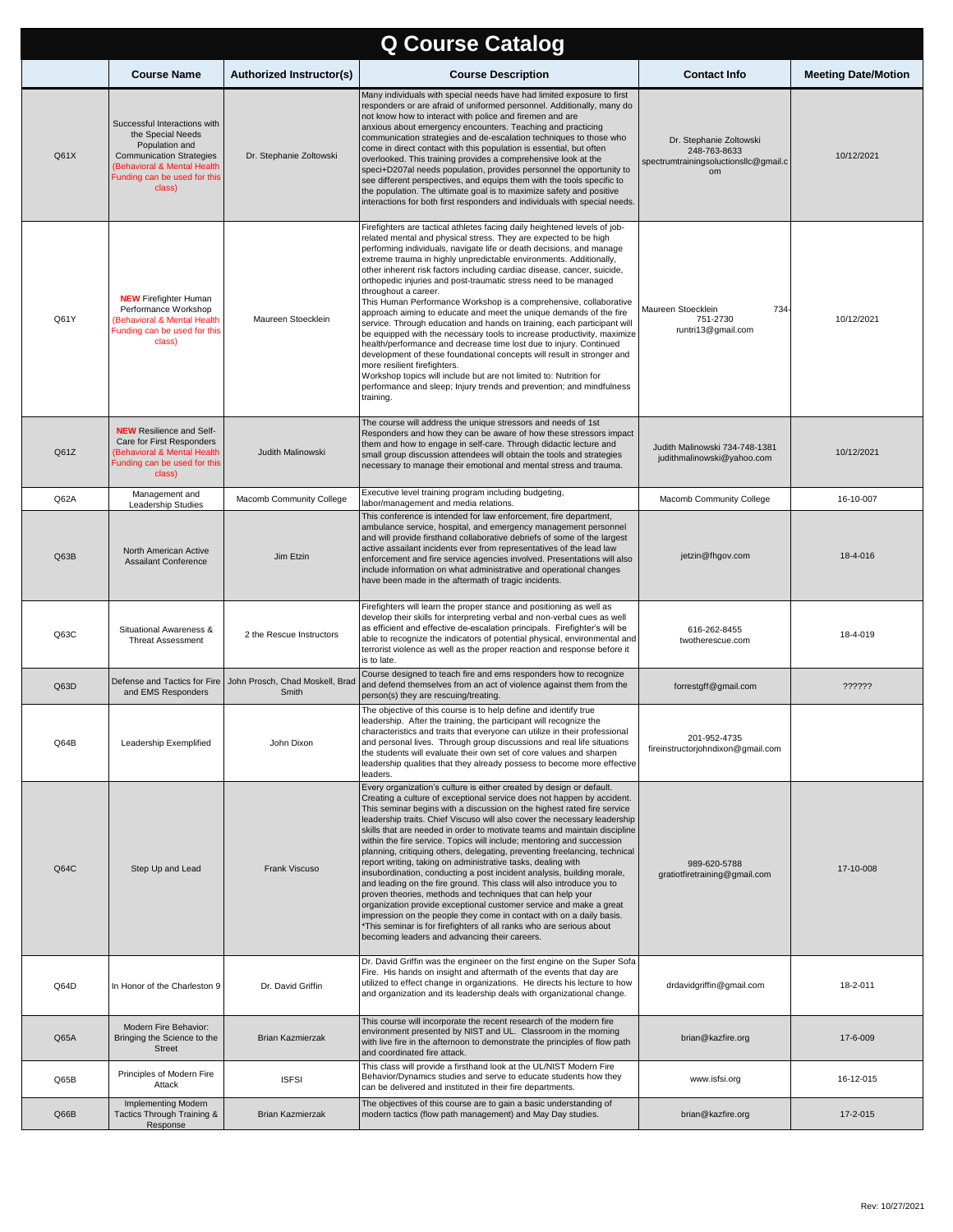# Q Course Catalog

| | Course Name | Authorized Instructor(s) | Course Description | Contact Info | Meeting Date/Motion |
|---|---|---|---|---|---|
| Q61X | Successful Interactions with the Special Needs Population and Communication Strategies (Behavioral & Mental Health Funding can be used for this class) | Dr. Stephanie Zoltowski | Many individuals with special needs have had limited exposure to first responders or are afraid of uniformed personnel. Additionally, many do not know how to interact with police and firemen and are anxious about emergency encounters. Teaching and practicing communication strategies and de-escalation techniques to those who come in direct contact with this population is essential, but often overlooked. This training provides a comprehensive look at the speci+D207al needs population, provides personnel the opportunity to see different perspectives, and equips them with the tools specific to the population. The ultimate goal is to maximize safety and positive interactions for both first responders and individuals with special needs. | Dr. Stephanie Zoltowski 248-763-8633 spectrumtrainingsoluctionsllc@gmail.com | 10/12/2021 |
| Q61Y | **NEW** Firefighter Human Performance Workshop (Behavioral & Mental Health Funding can be used for this class) | Maureen Stoecklein | Firefighters are tactical athletes facing daily heightened levels of job-related mental and physical stress. They are expected to be high performing individuals, navigate life or death decisions, and manage extreme trauma in highly unpredictable environments. Additionally, other inherent risk factors including cardiac disease, cancer, suicide, orthopedic injuries and post-traumatic stress need to be managed throughout a career.<br>This Human Performance Workshop is a comprehensive, collaborative approach aiming to educate and meet the unique demands of the fire service. Through education and hands on training, each participant will be equipped with the necessary tools to increase productivity, maximize health/performance and decrease time lost due to injury. Continued development of these foundational concepts will result in stronger and more resilient firefighters.<br>Workshop topics will include but are not limited to: Nutrition for performance and sleep; Injury trends and prevention; and mindfulness training. | Maureen Stoecklein 734-751-2730 runtri13@gmail.com | 10/12/2021 |
| Q61Z | **NEW** Resilience and Self-Care for First Responders (Behavioral & Mental Health Funding can be used for this class) | Judith Malinowski | The course will address the unique stressors and needs of 1st Responders and how they can be aware of how these stressors impact them and how to engage in self-care. Through didactic lecture and small group discussion attendees will obtain the tools and strategies necessary to manage their emotional and mental stress and trauma. | Judith Malinowski 734-748-1381 judithmalinowski@yahoo.com | 10/12/2021 |
| Q62A | Management and Leadership Studies | Macomb Community College | Executive level training program including budgeting, labor/management and media relations. | Macomb Community College | 16-10-007 |
| Q63B | North American Active Assailant Conference | Jim Etzin | This conference is intended for law enforcement, fire department, ambulance service, hospital, and emergency management personnel and will provide firsthand collaborative debriefs of some of the largest active assailant incidents ever from representatives of the lead law enforcement and fire service agencies involved. Presentations will also include information on what administrative and operational changes have been made in the aftermath of tragic incidents. | jetzin@fhgov.com | 18-4-016 |
| Q63C | Situational Awareness & Threat Assessment | 2 the Rescue Instructors | Firefighters will learn the proper stance and positioning as well as develop their skills for interpreting verbal and non-verbal cues as well as efficient and effective de-escalation principals. Firefighter's will be able to recognize the indicators of potential physical, environmental and terrorist violence as well as the proper reaction and response before it is to late. | 616-262-8455 twotherescue.com | 18-4-019 |
| Q63D | Defense and Tactics for Fire and EMS Responders | John Prosch, Chad Moskell, Brad Smith | Course designed to teach fire and ems responders how to recognize and defend themselves from an act of violence against them from the person(s) they are rescuing/treating. | forrestgff@gmail.com | ?????? |
| Q64B | Leadership Exemplified | John Dixon | The objective of this course is to help define and identify true leadership. After the training, the participant will recognize the characteristics and traits that everyone can utilize in their professional and personal lives. Through group discussions and real life situations the students will evaluate their own set of core values and sharpen leadership qualities that they already possess to become more effective leaders. | 201-952-4735 fireinstructorjohndixon@gmail.com | |
| Q64C | Step Up and Lead | Frank Viscuso | Every organization's culture is either created by design or default. Creating a culture of exceptional service does not happen by accident. This seminar begins with a discussion on the highest rated fire service leadership traits. Chief Viscuso will also cover the necessary leadership skills that are needed in order to motivate teams and maintain discipline within the fire service. Topics will include; mentoring and succession planning, critiquing others, delegating, preventing freelancing, technical report writing, taking on administrative tasks, dealing with insubordination, conducting a post incident analysis, building morale, and leading on the fire ground. This class will also introduce you to proven theories, methods and techniques that can help your organization provide exceptional customer service and make a great impression on the people they come in contact with on a daily basis. *This seminar is for firefighters of all ranks who are serious about becoming leaders and advancing their careers. | 989-620-5788 gratiotfiretraining@gmail.com | 17-10-008 |
| Q64D | In Honor of the Charleston 9 | Dr. David Griffin | Dr. David Griffin was the engineer on the first engine on the Super Sofa Fire. His hands on insight and aftermath of the events that day are utilized to effect change in organizations. He directs his lecture to how and organization and its leadership deals with organizational change. | drdavidgriffin@gmail.com | 18-2-011 |
| Q65A | Modern Fire Behavior: Bringing the Science to the Street | Brian Kazmierzak | This course will incorporate the recent research of the modern fire environment presented by NIST and UL. Classroom in the morning with live fire in the afternoon to demonstrate the principles of flow path and coordinated fire attack. | brian@kazfire.org | 17-6-009 |
| Q65B | Principles of Modern Fire Attack | ISFSI | This class will provide a firsthand look at the UL/NIST Modern Fire Behavior/Dynamics studies and serve to educate students how they can be delivered and instituted in their fire departments. | www.isfsi.org | 16-12-015 |
| Q66B | Implementing Modern Tactics Through Training & Response | Brian Kazmierzak | The objectives of this course are to gain a basic understanding of modern tactics (flow path management) and May Day studies. | brian@kazfire.org | 17-2-015 |

Rev: 10/27/2021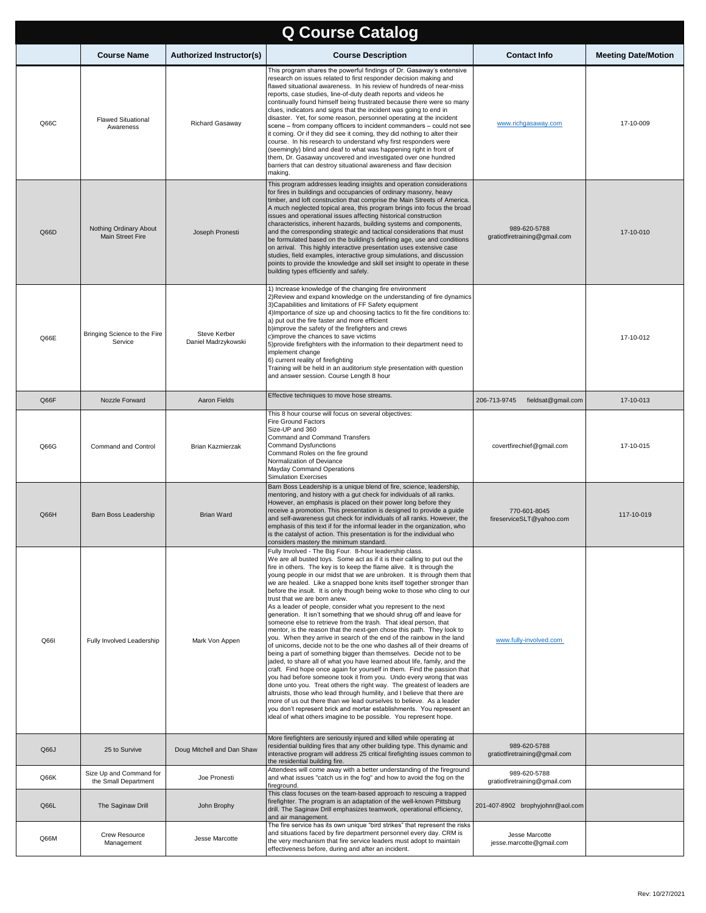# Q Course Catalog

| | Course Name | Authorized Instructor(s) | Course Description | Contact Info | Meeting Date/Motion |
|---|---|---|---|---|---|
| Q66C | Flawed Situational Awareness | Richard Gasaway | This program shares the powerful findings of Dr. Gasaway's extensive research on issues related to first responder decision making and flawed situational awareness. In his review of hundreds of near-miss reports, case studies, line-of-duty death reports and videos he continually found himself being frustrated because there were so many clues, indicators and signs that the incident was going to end in disaster. Yet, for some reason, personnel operating at the incident scene – from company officers to incident commanders – could not see it coming. Or if they did see it coming, they did nothing to alter their course. In his research to understand why first responders were (seemingly) blind and deaf to what was happening right in front of them, Dr. Gasaway uncovered and investigated over one hundred barriers that can destroy situational awareness and flaw decision making. | www.richgasaway.com | 17-10-009 |
| Q66D | Nothing Ordinary About Main Street Fire | Joseph Pronesti | This program addresses leading insights and operation considerations for fires in buildings and occupancies of ordinary masonry, heavy timber, and loft construction that comprise the Main Streets of America. A much neglected topical area, this program brings into focus the broad issues and operational issues affecting historical construction characteristics, inherent hazards, building systems and components, and the corresponding strategic and tactical considerations that must be formulated based on the building's defining age, use and conditions on arrival. This highly interactive presentation uses extensive case studies, field examples, interactive group simulations, and discussion points to provide the knowledge and skill set insight to operate in these building types efficiently and safely. | 989-620-5788 gratiotfiretraining@gmail.com | 17-10-010 |
| Q66E | Bringing Science to the Fire Service | Steve Kerber Daniel Madrzykowski | 1) Increase knowledge of the changing fire environment 2)Review and expand knowledge on the understanding of fire dynamics 3)Capabilities and limitations of FF Safety equipment 4)Importance of size up and choosing tactics to fit the fire conditions to: a) put out the fire faster and more efficient b)improve the safety of the firefighters and crews c)improve the chances to save victims 5)provide firefighters with the information to their department need to implement change 6) current reality of firefighting Training will be held in an auditorium style presentation with question and answer session. Course Length 8 hour | | 17-10-012 |
| Q66F | Nozzle Forward | Aaron Fields | Effective techniques to move hose streams. | 206-713-9745 fieldsat@gmail.com | 17-10-013 |
| Q66G | Command and Control | Brian Kazmierzak | This 8 hour course will focus on several objectives: Fire Ground Factors Size-UP and 360 Command and Command Transfers Command Dysfunctions Command Roles on the fire ground Normalization of Deviance Mayday Command Operations Simulation Exercises | covertfirechief@gmail.com | 17-10-015 |
| Q66H | Barn Boss Leadership | Brian Ward | Barn Boss Leadership is a unique blend of fire, science, leadership, mentoring, and history with a gut check for individuals of all ranks. However, an emphasis is placed on their power long before they receive a promotion. This presentation is designed to provide a guide and self-awareness gut check for individuals of all ranks. However, the emphasis of this text if for the informal leader in the organization, who is the catalyst of action. This presentation is for the individual who considers mastery the minimum standard. | 770-601-8045 fireserviceSLT@yahoo.com | 117-10-019 |
| Q66I | Fully Involved Leadership | Mark Von Appen | Fully Involved - The Big Four. 8-hour leadership class. We are all busted toys. Some act as if it is their calling to put out the fire in others. The key is to keep the flame alive. It is through the young people in our midst that we are unbroken. It is through them that we are healed. Like a snapped bone knits itself together stronger than before the insult. It is only though being woke to those who cling to our trust that we are born anew. As a leader of people, consider what you represent to the next generation. It isn't something that we should shrug off and leave for someone else to retrieve from the trash. That ideal person, that mentor, is the reason that the next-gen chose this path. They look to you. When they arrive in search of the end of the rainbow in the land of unicorns, decide not to be the one who dashes all of their dreams of being a part of something bigger than themselves. Decide not to be jaded, to share all of what you have learned about life, family, and the craft. Find hope once again for yourself in them. Find the passion that you had before someone took it from you. Undo every wrong that was done unto you. Treat others the right way. The greatest of leaders are altruists, those who lead through humility, and I believe that there are more of us out there than we lead ourselves to believe. As a leader you don't represent brick and mortar establishments. You represent an ideal of what others imagine to be possible. You represent hope. | www.fully-involved.com | |
| Q66J | 25 to Survive | Doug Mitchell and Dan Shaw | More firefighters are seriously injured and killed while operating at residential building fires that any other building type. This dynamic and interactive program will address 25 critical firefighting issues common to the residential building fire. | 989-620-5788 gratiotfiretraining@gmail.com | |
| Q66K | Size Up and Command for the Small Department | Joe Pronesti | Attendees will come away with a better understanding of the fireground and what issues "catch us in the fog" and how to avoid the fog on the fireground. | 989-620-5788 gratiotfiretraining@gmail.com | |
| Q66L | The Saginaw Drill | John Brophy | This class focuses on the team-based approach to rescuing a trapped firefighter. The program is an adaptation of the well-known Pittsburg drill. The Saginaw Drill emphasizes teamwork, operational efficiency, and air management. | 201-407-8902 brophyjohnr@aol.com | |
| Q66M | Crew Resource Management | Jesse Marcotte | The fire service has its own unique "bird strikes" that represent the risks and situations faced by fire department personnel every day. CRM is the very mechanism that fire service leaders must adopt to maintain effectiveness before, during and after an incident. | Jesse Marcotte jesse.marcotte@gmail.com | |

Rev: 10/27/2021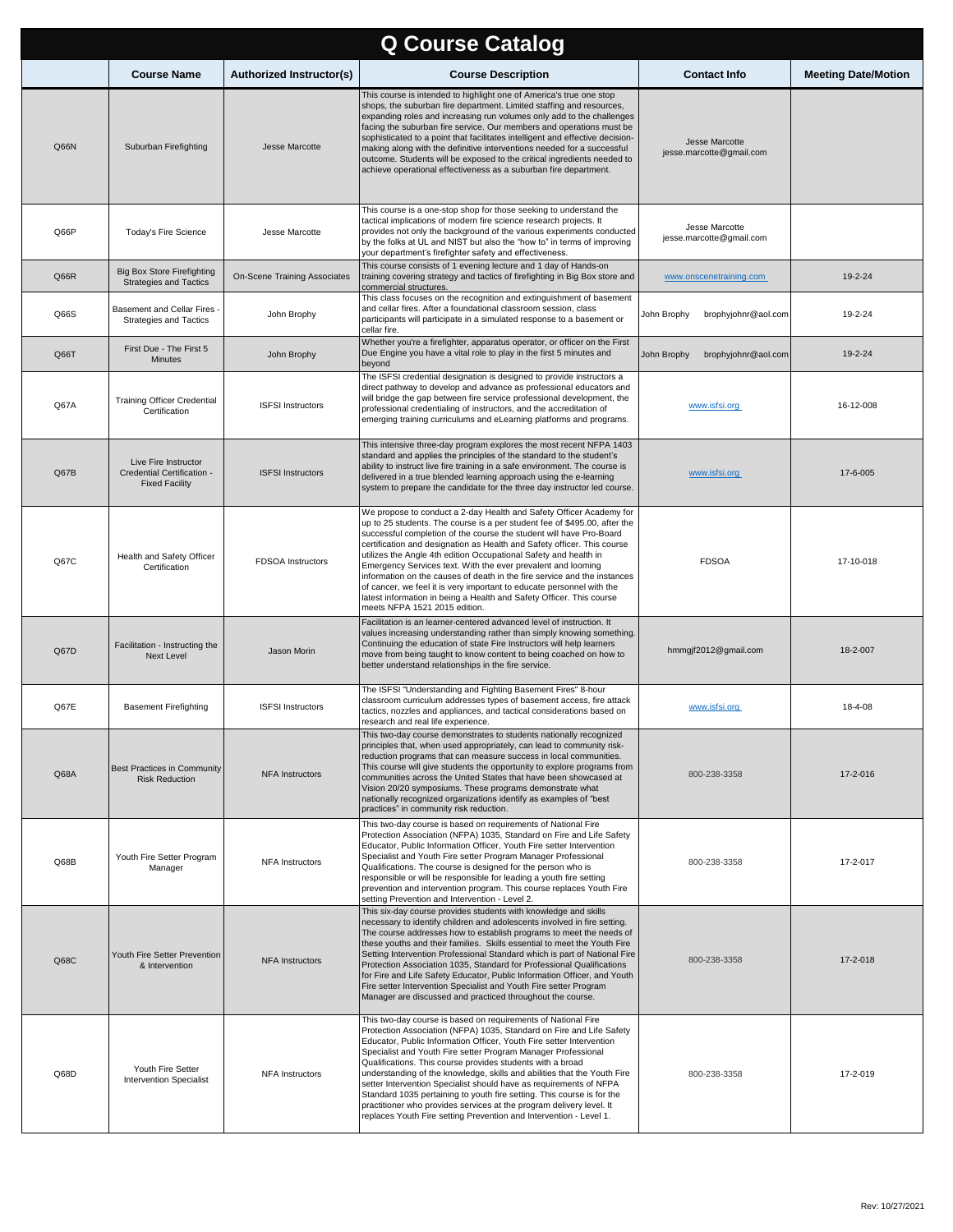# Q Course Catalog

| | Course Name | Authorized Instructor(s) | Course Description | Contact Info | Meeting Date/Motion |
|---|---|---|---|---|---|
| Q66N | Suburban Firefighting | Jesse Marcotte | This course is intended to highlight one of America's true one stop shops, the suburban fire department. Limited staffing and resources, expanding roles and increasing run volumes only add to the challenges facing the suburban fire service. Our members and operations must be sophisticated to a point that facilitates intelligent and effective decision-making along with the definitive interventions needed for a successful outcome. Students will be exposed to the critical ingredients needed to achieve operational effectiveness as a suburban fire department. | Jesse Marcotte jesse.marcotte@gmail.com | |
| Q66P | Today's Fire Science | Jesse Marcotte | This course is a one-stop shop for those seeking to understand the tactical implications of modern fire science research projects. It provides not only the background of the various experiments conducted by the folks at UL and NIST but also the "how to" in terms of improving your department's firefighter safety and effectiveness. | Jesse Marcotte jesse.marcotte@gmail.com | |
| Q66R | Big Box Store Firefighting Strategies and Tactics | On-Scene Training Associates | This course consists of 1 evening lecture and 1 day of Hands-on training covering strategy and tactics of firefighting in Big Box store and commercial structures. | www.onscenetraining.com | 19-2-24 |
| Q66S | Basement and Cellar Fires - Strategies and Tactics | John Brophy | This class focuses on the recognition and extinguishment of basement and cellar fires. After a foundational classroom session, class participants will participate in a simulated response to a basement or cellar fire. | John Brophy brophyjohnr@aol.com | 19-2-24 |
| Q66T | First Due - The First 5 Minutes | John Brophy | Whether you're a firefighter, apparatus operator, or officer on the First Due Engine you have a vital role to play in the first 5 minutes and beyond | John Brophy brophyjohnr@aol.com | 19-2-24 |
| Q67A | Training Officer Credential Certification | ISFSI Instructors | The ISFSI credential designation is designed to provide instructors a direct pathway to develop and advance as professional educators and will bridge the gap between fire service professional development, the professional credentialing of instructors, and the accreditation of emerging training curriculums and eLearning platforms and programs. | www.isfsi.org | 16-12-008 |
| Q67B | Live Fire Instructor Credential Certification - Fixed Facility | ISFSI Instructors | This intensive three-day program explores the most recent NFPA 1403 standard and applies the principles of the standard to the student's ability to instruct live fire training in a safe environment. The course is delivered in a true blended learning approach using the e-learning system to prepare the candidate for the three day instructor led course. | www.isfsi.org | 17-6-005 |
| Q67C | Health and Safety Officer Certification | FDSOA Instructors | We propose to conduct a 2-day Health and Safety Officer Academy for up to 25 students. The course is a per student fee of $495.00, after the successful completion of the course the student will have Pro-Board certification and designation as Health and Safety officer. This course utilizes the Angle 4th edition Occupational Safety and health in Emergency Services text. With the ever prevalent and looming information on the causes of death in the fire service and the instances of cancer, we feel it is very important to educate personnel with the latest information in being a Health and Safety Officer. This course meets NFPA 1521 2015 edition. | FDSOA | 17-10-018 |
| Q67D | Facilitation - Instructing the Next Level | Jason Morin | Facilitation is an learner-centered advanced level of instruction. It values increasing understanding rather than simply knowing something. Continuing the education of state Fire Instructors will help learners move from being taught to know content to being coached on how to better understand relationships in the fire service. | hmmgjf2012@gmail.com | 18-2-007 |
| Q67E | Basement Firefighting | ISFSI Instructors | The ISFSI "Understanding and Fighting Basement Fires" 8-hour classroom curriculum addresses types of basement access, fire attack tactics, nozzles and appliances, and tactical considerations based on research and real life experience. | www.isfsi.org | 18-4-08 |
| Q68A | Best Practices in Community Risk Reduction | NFA Instructors | This two-day course demonstrates to students nationally recognized principles that, when used appropriately, can lead to community risk-reduction programs that can measure success in local communities. This course will give students the opportunity to explore programs from communities across the United States that have been showcased at Vision 20/20 symposiums. These programs demonstrate what nationally recognized organizations identify as examples of "best practices" in community risk reduction. | 800-238-3358 | 17-2-016 |
| Q68B | Youth Fire Setter Program Manager | NFA Instructors | This two-day course is based on requirements of National Fire Protection Association (NFPA) 1035, Standard on Fire and Life Safety Educator, Public Information Officer, Youth Fire setter Intervention Specialist and Youth Fire setter Program Manager Professional Qualifications. The course is designed for the person who is responsible or will be responsible for leading a youth fire setting prevention and intervention program. This course replaces Youth Fire setting Prevention and Intervention - Level 2. | 800-238-3358 | 17-2-017 |
| Q68C | Youth Fire Setter Prevention & Intervention | NFA Instructors | This six-day course provides students with knowledge and skills necessary to identify children and adolescents involved in fire setting. The course addresses how to establish programs to meet the needs of these youths and their families. Skills essential to meet the Youth Fire Setting Intervention Professional Standard which is part of National Fire Protection Association 1035, Standard for Professional Qualifications for Fire and Life Safety Educator, Public Information Officer, and Youth Fire setter Intervention Specialist and Youth Fire setter Program Manager are discussed and practiced throughout the course. | 800-238-3358 | 17-2-018 |
| Q68D | Youth Fire Setter Intervention Specialist | NFA Instructors | This two-day course is based on requirements of National Fire Protection Association (NFPA) 1035, Standard on Fire and Life Safety Educator, Public Information Officer, Youth Fire setter Intervention Specialist and Youth Fire setter Program Manager Professional Qualifications. This course provides students with a broad understanding of the knowledge, skills and abilities that the Youth Fire setter Intervention Specialist should have as requirements of NFPA Standard 1035 pertaining to youth fire setting. This course is for the practitioner who provides services at the program delivery level. It replaces Youth Fire setting Prevention and Intervention - Level 1. | 800-238-3358 | 17-2-019 |

Rev: 10/27/2021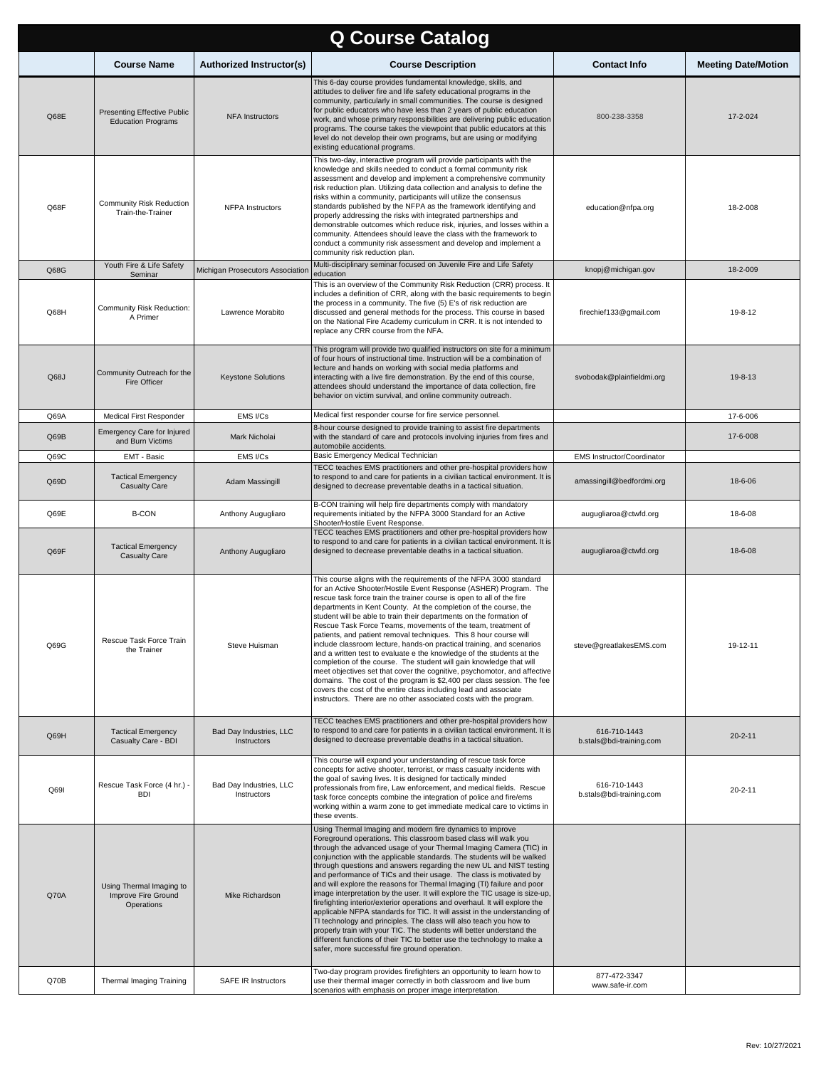# Q Course Catalog

| | Course Name | Authorized Instructor(s) | Course Description | Contact Info | Meeting Date/Motion |
|---|---|---|---|---|---|
| Q68E | Presenting Effective Public Education Programs | NFA Instructors | This 6-day course provides fundamental knowledge, skills, and attitudes to deliver fire and life safety educational programs in the community, particularly in small communities. The course is designed for public educators who have less than 2 years of public education work, and whose primary responsibilities are delivering public education programs. The course takes the viewpoint that public educators at this level do not develop their own programs, but are using or modifying existing educational programs. | 800-238-3358 | 17-2-024 |
| Q68F | Community Risk Reduction Train-the-Trainer | NFPA Instructors | This two-day, interactive program will provide participants with the knowledge and skills needed to conduct a formal community risk assessment and develop and implement a comprehensive community risk reduction plan. Utilizing data collection and analysis to define the risks within a community, participants will utilize the consensus standards published by the NFPA as the framework identifying and properly addressing the risks with integrated partnerships and demonstrable outcomes which reduce risk, injuries, and losses within a community. Attendees should leave the class with the framework to conduct a community risk assessment and develop and implement a community risk reduction plan. | education@nfpa.org | 18-2-008 |
| Q68G | Youth Fire & Life Safety Seminar | Michigan Prosecutors Association | Multi-disciplinary seminar focused on Juvenile Fire and Life Safety education | knopj@michigan.gov | 18-2-009 |
| Q68H | Community Risk Reduction: A Primer | Lawrence Morabito | This is an overview of the Community Risk Reduction (CRR) process. It includes a definition of CRR, along with the basic requirements to begin the process in a community. The five (5) E's of risk reduction are discussed and general methods for the process. This course in based on the National Fire Academy curriculum in CRR. It is not intended to replace any CRR course from the NFA. | firechief133@gmail.com | 19-8-12 |
| Q68J | Community Outreach for the Fire Officer | Keystone Solutions | This program will provide two qualified instructors on site for a minimum of four hours of instructional time. Instruction will be a combination of lecture and hands on working with social media platforms and interacting with a live fire demonstration. By the end of this course, attendees should understand the importance of data collection, fire behavior on victim survival, and online community outreach. | svobodak@plainfieldmi.org | 19-8-13 |
| Q69A | Medical First Responder | EMS I/Cs | Medical first responder course for fire service personnel. | | 17-6-006 |
| Q69B | Emergency Care for Injured and Burn Victims | Mark Nicholai | 8-hour course designed to provide training to assist fire departments with the standard of care and protocols involving injuries from fires and automobile accidents. | | 17-6-008 |
| Q69C | EMT - Basic | EMS I/Cs | Basic Emergency Medical Technician | EMS Instructor/Coordinator | |
| Q69D | Tactical Emergency Casualty Care | Adam Massingill | TECC teaches EMS practitioners and other pre-hospital providers how to respond to and care for patients in a civilian tactical environment. It is designed to decrease preventable deaths in a tactical situation. | amassingill@bedfordmi.org | 18-6-06 |
| Q69E | B-CON | Anthony Augugliaro | B-CON training will help fire departments comply with mandatory requirements initiated by the NFPA 3000 Standard for an Active Shooter/Hostile Event Response. | augugliaroa@ctwfd.org | 18-6-08 |
| Q69F | Tactical Emergency Casualty Care | Anthony Augugliaro | TECC teaches EMS practitioners and other pre-hospital providers how to respond to and care for patients in a civilian tactical environment. It is designed to decrease preventable deaths in a tactical situation. | augugliaroa@ctwfd.org | 18-6-08 |
| Q69G | Rescue Task Force Train the Trainer | Steve Huisman | This course aligns with the requirements of the NFPA 3000 standard for an Active Shooter/Hostile Event Response (ASHER) Program. The rescue task force train the trainer course is open to all of the fire departments in Kent County. At the completion of the course, the student will be able to train their departments on the formation of Rescue Task Force Teams, movements of the team, treatment of patients, and patient removal techniques. This 8 hour course will include classroom lecture, hands-on practical training, and scenarios and a written test to evaluate e the knowledge of the students at the completion of the course. The student will gain knowledge that will meet objectives set that cover the cognitive, psychomotor, and affective domains. The cost of the program is $2,400 per class session. The fee covers the cost of the entire class including lead and associate instructors. There are no other associated costs with the program. | steve@greatlakesEMS.com | 19-12-11 |
| Q69H | Tactical Emergency Casualty Care - BDI | Bad Day Industries, LLC Instructors | TECC teaches EMS practitioners and other pre-hospital providers how to respond to and care for patients in a civilian tactical environment. It is designed to decrease preventable deaths in a tactical situation. | 616-710-1443 b.stals@bdi-training.com | 20-2-11 |
| Q69I | Rescue Task Force (4 hr.) - BDI | Bad Day Industries, LLC Instructors | This course will expand your understanding of rescue task force concepts for active shooter, terrorist, or mass casualty incidents with the goal of saving lives. It is designed for tactically minded professionals from fire, Law enforcement, and medical fields. Rescue task force concepts combine the integration of police and fire/ems working within a warm zone to get immediate medical care to victims in these events. | 616-710-1443 b.stals@bdi-training.com | 20-2-11 |
| Q70A | Using Thermal Imaging to Improve Fire Ground Operations | Mike Richardson | Using Thermal Imaging and modern fire dynamics to improve Foreground operations. This classroom based class will walk you through the advanced usage of your Thermal Imaging Camera (TIC) in conjunction with the applicable standards. The students will be walked through questions and answers regarding the new UL and NIST testing and performance of TICs and their usage. The class is motivated by and will explore the reasons for Thermal Imaging (TI) failure and poor image interpretation by the user. It will explore the TIC usage is size-up, firefighting interior/exterior operations and overhaul. It will explore the applicable NFPA standards for TIC. It will assist in the understanding of TI technology and principles. The class will also teach you how to properly train with your TIC. The students will better understand the different functions of their TIC to better use the technology to make a safer, more successful fire ground operation. | | |
| Q70B | Thermal Imaging Training | SAFE IR Instructors | Two-day program provides firefighters an opportunity to learn how to use their thermal imager correctly in both classroom and live burn scenarios with emphasis on proper image interpretation. | 877-472-3347 www.safe-ir.com | |

Rev: 10/27/2021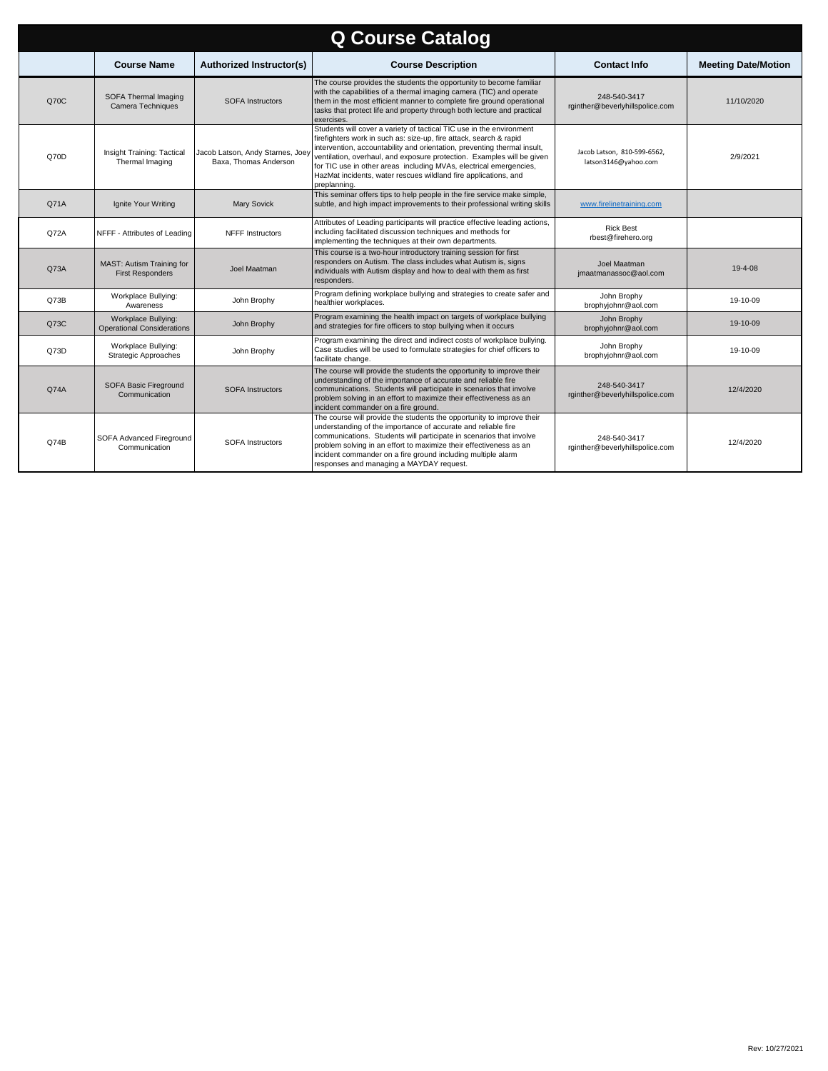# Q Course Catalog

| | Course Name | Authorized Instructor(s) | Course Description | Contact Info | Meeting Date/Motion |
|---|---|---|---|---|---|
| Q70C | SOFA Thermal Imaging Camera Techniques | SOFA Instructors | The course provides the students the opportunity to become familiar with the capabilities of a thermal imaging camera (TIC) and operate them in the most efficient manner to complete fire ground operational tasks that protect life and property through both lecture and practical exercises. | 248-540-3417 rginther@beverlyhillspolice.com | 11/10/2020 |
| Q70D | Insight Training: Tactical Thermal Imaging | Jacob Latson, Andy Starnes, Joey Baxa, Thomas Anderson | Students will cover a variety of tactical TIC use in the environment firefighters work in such as: size-up, fire attack, search & rapid intervention, accountability and orientation, preventing thermal insult, ventilation, overhaul, and exposure protection. Examples will be given for TIC use in other areas including MVAs, electrical emergencies, HazMat incidents, water rescues wildland fire applications, and preplanning. | Jacob Latson, 810-599-6562, latson3146@yahoo.com | 2/9/2021 |
| Q71A | Ignite Your Writing | Mary Sovick | This seminar offers tips to help people in the fire service make simple, subtle, and high impact improvements to their professional writing skills | www.firelinetraining.com | |
| Q72A | NFFF - Attributes of Leading | NFFF Instructors | Attributes of Leading participants will practice effective leading actions, including facilitated discussion techniques and methods for implementing the techniques at their own departments. | Rick Best rbest@firehero.org | |
| Q73A | MAST: Autism Training for First Responders | Joel Maatman | This course is a two-hour introductory training session for first responders on Autism. The class includes what Autism is, signs individuals with Autism display and how to deal with them as first responders. | Joel Maatman jmaatmanassoc@aol.com | 19-4-08 |
| Q73B | Workplace Bullying: Awareness | John Brophy | Program defining workplace bullying and strategies to create safer and healthier workplaces. | John Brophy brophyjohnr@aol.com | 19-10-09 |
| Q73C | Workplace Bullying: Operational Considerations | John Brophy | Program examining the health impact on targets of workplace bullying and strategies for fire officers to stop bullying when it occurs | John Brophy brophyjohnr@aol.com | 19-10-09 |
| Q73D | Workplace Bullying: Strategic Approaches | John Brophy | Program examining the direct and indirect costs of workplace bullying. Case studies will be used to formulate strategies for chief officers to facilitate change. | John Brophy brophyjohnr@aol.com | 19-10-09 |
| Q74A | SOFA Basic Fireground Communication | SOFA Instructors | The course will provide the students the opportunity to improve their understanding of the importance of accurate and reliable fire communications. Students will participate in scenarios that involve problem solving in an effort to maximize their effectiveness as an incident commander on a fire ground. | 248-540-3417 rginther@beverlyhillspolice.com | 12/4/2020 |
| Q74B | SOFA Advanced Fireground Communication | SOFA Instructors | The course will provide the students the opportunity to improve their understanding of the importance of accurate and reliable fire communications. Students will participate in scenarios that involve problem solving in an effort to maximize their effectiveness as an incident commander on a fire ground including multiple alarm responses and managing a MAYDAY request. | 248-540-3417 rginther@beverlyhillspolice.com | 12/4/2020 |

Rev: 10/27/2021